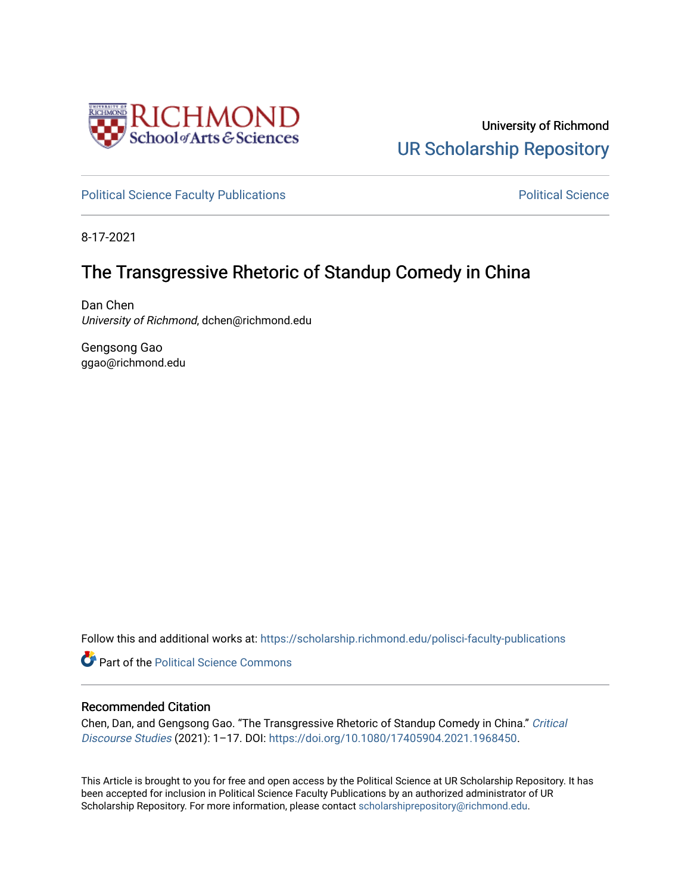University of Richmond

UR Scholarship Repository

Political Science Faculty Publications

Political Science

8-17-2021

# The Transgressive Rhetoric of Standup Comedy in China

Dan Chen
*University of Richmond*, dchen@richmond.edu

Gengsong Gao
ggao@richmond.edu

Follow this and additional works at: https://scholarship.richmond.edu/polisci-faculty-publications

Part of the Political Science Commons

## Recommended Citation

Chen, Dan, and Gengsong Gao. "The Transgressive Rhetoric of Standup Comedy in China." *Critical Discourse Studies* (2021): 1–17. DOI: https://doi.org/10.1080/17405904.2021.1968450.

This Article is brought to you for free and open access by the Political Science at UR Scholarship Repository. It has been accepted for inclusion in Political Science Faculty Publications by an authorized administrator of UR Scholarship Repository. For more information, please contact scholarshiprepository@richmond.edu.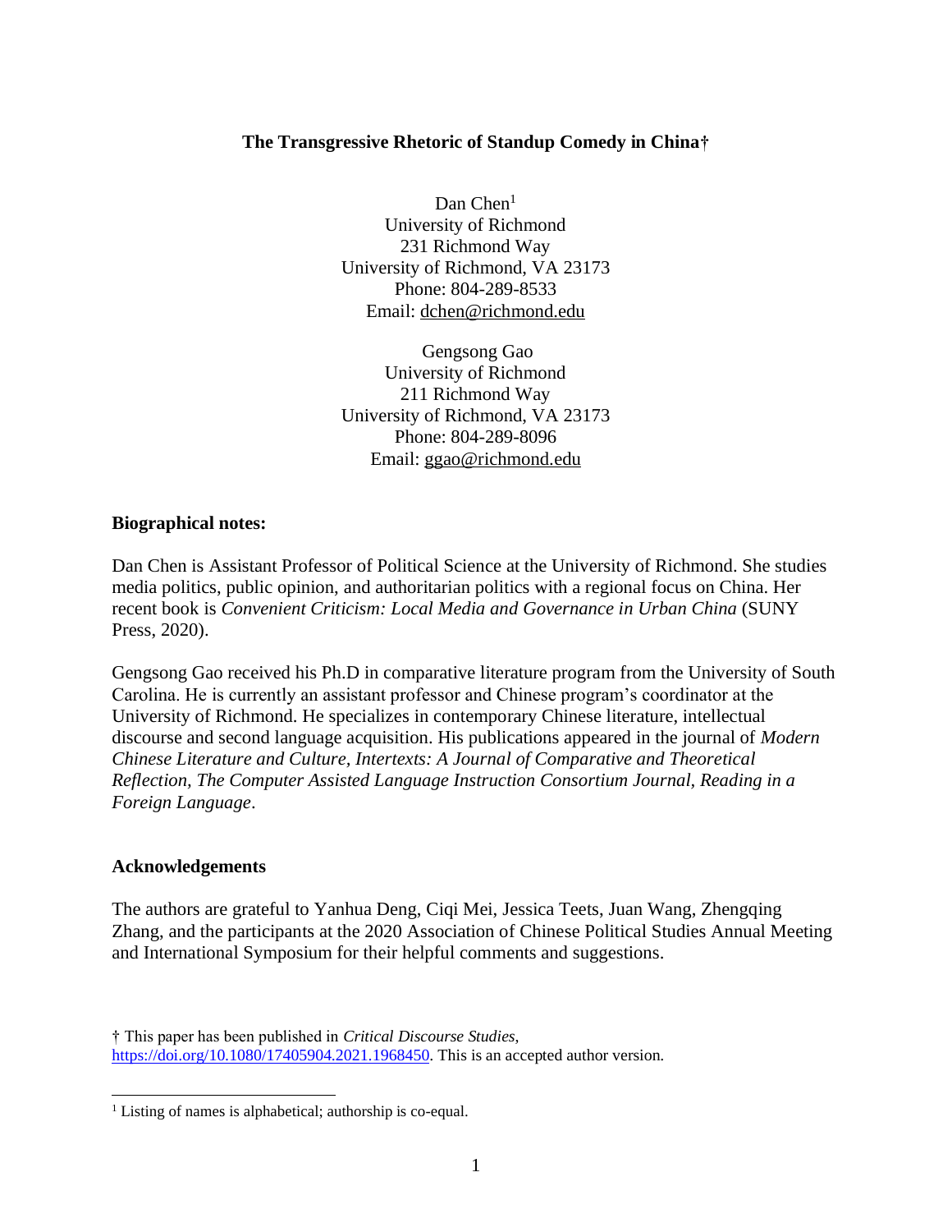**The Transgressive Rhetoric of Standup Comedy in China†**

Dan Chen[1]
University of Richmond
231 Richmond Way
University of Richmond, VA 23173
Phone: 804-289-8533
Email: dchen@richmond.edu

Gengsong Gao
University of Richmond
211 Richmond Way
University of Richmond, VA 23173
Phone: 804-289-8096
Email: ggao@richmond.edu

**Biographical notes:**

Dan Chen is Assistant Professor of Political Science at the University of Richmond. She studies media politics, public opinion, and authoritarian politics with a regional focus on China. Her recent book is *Convenient Criticism: Local Media and Governance in Urban China* (SUNY Press, 2020).

Gengsong Gao received his Ph.D in comparative literature program from the University of South Carolina. He is currently an assistant professor and Chinese program's coordinator at the University of Richmond. He specializes in contemporary Chinese literature, intellectual discourse and second language acquisition. His publications appeared in the journal of *Modern Chinese Literature and Culture, Intertexts: A Journal of Comparative and Theoretical Reflection, The Computer Assisted Language Instruction Consortium Journal, Reading in a Foreign Language*.

**Acknowledgements**

The authors are grateful to Yanhua Deng, Ciqi Mei, Jessica Teets, Juan Wang, Zhengqing Zhang, and the participants at the 2020 Association of Chinese Political Studies Annual Meeting and International Symposium for their helpful comments and suggestions.

† This paper has been published in *Critical Discourse Studies*, https://doi.org/10.1080/17405904.2021.1968450. This is an accepted author version.

[1] Listing of names is alphabetical; authorship is co-equal.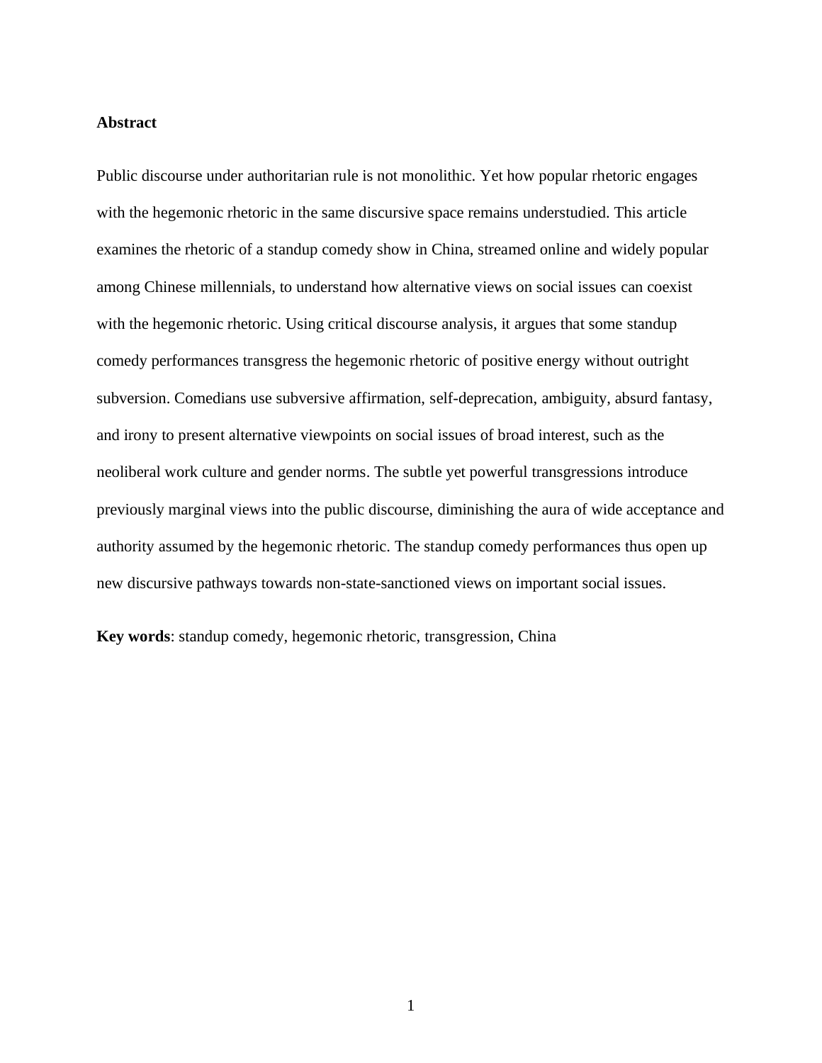**Abstract**

Public discourse under authoritarian rule is not monolithic. Yet how popular rhetoric engages with the hegemonic rhetoric in the same discursive space remains understudied. This article examines the rhetoric of a standup comedy show in China, streamed online and widely popular among Chinese millennials, to understand how alternative views on social issues can coexist with the hegemonic rhetoric. Using critical discourse analysis, it argues that some standup comedy performances transgress the hegemonic rhetoric of positive energy without outright subversion. Comedians use subversive affirmation, self-deprecation, ambiguity, absurd fantasy, and irony to present alternative viewpoints on social issues of broad interest, such as the neoliberal work culture and gender norms. The subtle yet powerful transgressions introduce previously marginal views into the public discourse, diminishing the aura of wide acceptance and authority assumed by the hegemonic rhetoric. The standup comedy performances thus open up new discursive pathways towards non-state-sanctioned views on important social issues.

**Key words**: standup comedy, hegemonic rhetoric, transgression, China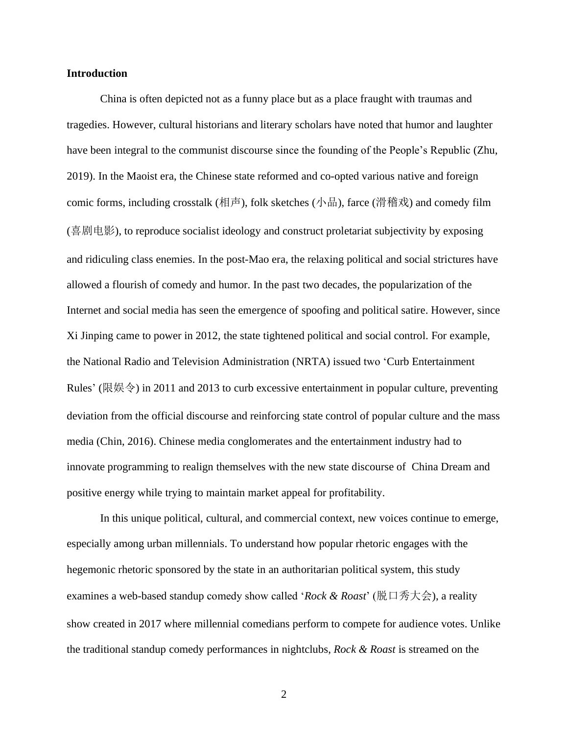**Introduction**

China is often depicted not as a funny place but as a place fraught with traumas and tragedies. However, cultural historians and literary scholars have noted that humor and laughter have been integral to the communist discourse since the founding of the People's Republic (Zhu, 2019). In the Maoist era, the Chinese state reformed and co-opted various native and foreign comic forms, including crosstalk (相声), folk sketches (小品), farce (滑稽戏) and comedy film (喜剧电影), to reproduce socialist ideology and construct proletariat subjectivity by exposing and ridiculing class enemies. In the post-Mao era, the relaxing political and social strictures have allowed a flourish of comedy and humor. In the past two decades, the popularization of the Internet and social media has seen the emergence of spoofing and political satire. However, since Xi Jinping came to power in 2012, the state tightened political and social control. For example, the National Radio and Television Administration (NRTA) issued two 'Curb Entertainment Rules' (限娱令) in 2011 and 2013 to curb excessive entertainment in popular culture, preventing deviation from the official discourse and reinforcing state control of popular culture and the mass media (Chin, 2016). Chinese media conglomerates and the entertainment industry had to innovate programming to realign themselves with the new state discourse of China Dream and positive energy while trying to maintain market appeal for profitability.

In this unique political, cultural, and commercial context, new voices continue to emerge, especially among urban millennials. To understand how popular rhetoric engages with the hegemonic rhetoric sponsored by the state in an authoritarian political system, this study examines a web-based standup comedy show called '*Rock & Roast*' (脱口秀大会), a reality show created in 2017 where millennial comedians perform to compete for audience votes. Unlike the traditional standup comedy performances in nightclubs, *Rock & Roast* is streamed on the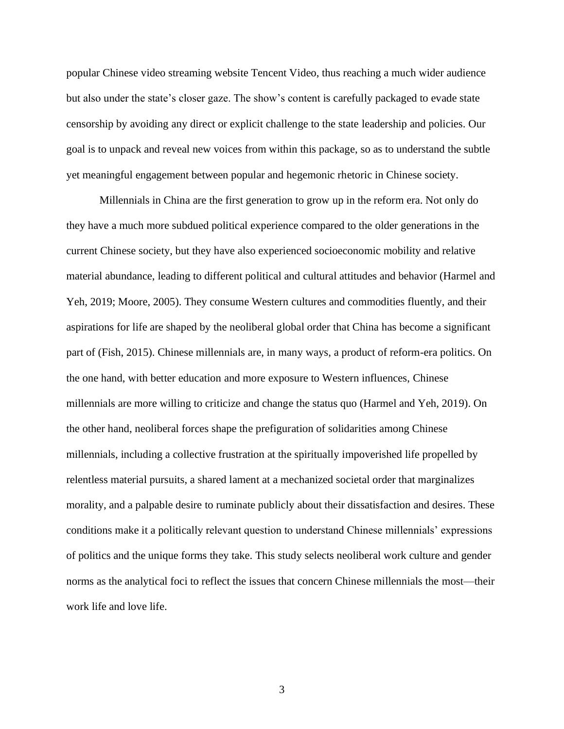popular Chinese video streaming website Tencent Video, thus reaching a much wider audience but also under the state's closer gaze. The show's content is carefully packaged to evade state censorship by avoiding any direct or explicit challenge to the state leadership and policies. Our goal is to unpack and reveal new voices from within this package, so as to understand the subtle yet meaningful engagement between popular and hegemonic rhetoric in Chinese society.

Millennials in China are the first generation to grow up in the reform era. Not only do they have a much more subdued political experience compared to the older generations in the current Chinese society, but they have also experienced socioeconomic mobility and relative material abundance, leading to different political and cultural attitudes and behavior (Harmel and Yeh, 2019; Moore, 2005). They consume Western cultures and commodities fluently, and their aspirations for life are shaped by the neoliberal global order that China has become a significant part of (Fish, 2015). Chinese millennials are, in many ways, a product of reform-era politics. On the one hand, with better education and more exposure to Western influences, Chinese millennials are more willing to criticize and change the status quo (Harmel and Yeh, 2019). On the other hand, neoliberal forces shape the prefiguration of solidarities among Chinese millennials, including a collective frustration at the spiritually impoverished life propelled by relentless material pursuits, a shared lament at a mechanized societal order that marginalizes morality, and a palpable desire to ruminate publicly about their dissatisfaction and desires. These conditions make it a politically relevant question to understand Chinese millennials' expressions of politics and the unique forms they take. This study selects neoliberal work culture and gender norms as the analytical foci to reflect the issues that concern Chinese millennials the most—their work life and love life.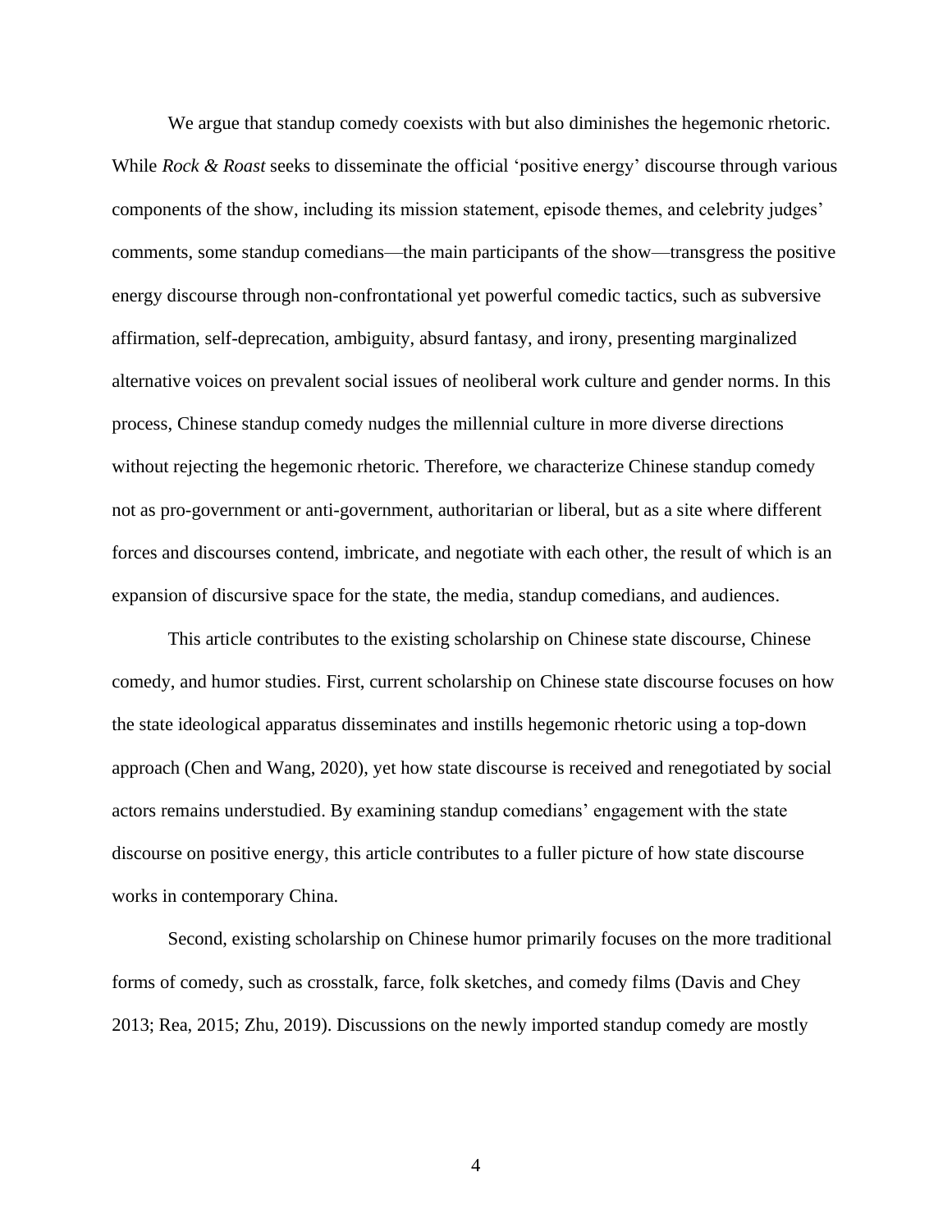We argue that standup comedy coexists with but also diminishes the hegemonic rhetoric. While *Rock & Roast* seeks to disseminate the official 'positive energy' discourse through various components of the show, including its mission statement, episode themes, and celebrity judges' comments, some standup comedians—the main participants of the show—transgress the positive energy discourse through non-confrontational yet powerful comedic tactics, such as subversive affirmation, self-deprecation, ambiguity, absurd fantasy, and irony, presenting marginalized alternative voices on prevalent social issues of neoliberal work culture and gender norms. In this process, Chinese standup comedy nudges the millennial culture in more diverse directions without rejecting the hegemonic rhetoric. Therefore, we characterize Chinese standup comedy not as pro-government or anti-government, authoritarian or liberal, but as a site where different forces and discourses contend, imbricate, and negotiate with each other, the result of which is an expansion of discursive space for the state, the media, standup comedians, and audiences.

This article contributes to the existing scholarship on Chinese state discourse, Chinese comedy, and humor studies. First, current scholarship on Chinese state discourse focuses on how the state ideological apparatus disseminates and instills hegemonic rhetoric using a top-down approach (Chen and Wang, 2020), yet how state discourse is received and renegotiated by social actors remains understudied. By examining standup comedians' engagement with the state discourse on positive energy, this article contributes to a fuller picture of how state discourse works in contemporary China.

Second, existing scholarship on Chinese humor primarily focuses on the more traditional forms of comedy, such as crosstalk, farce, folk sketches, and comedy films (Davis and Chey 2013; Rea, 2015; Zhu, 2019). Discussions on the newly imported standup comedy are mostly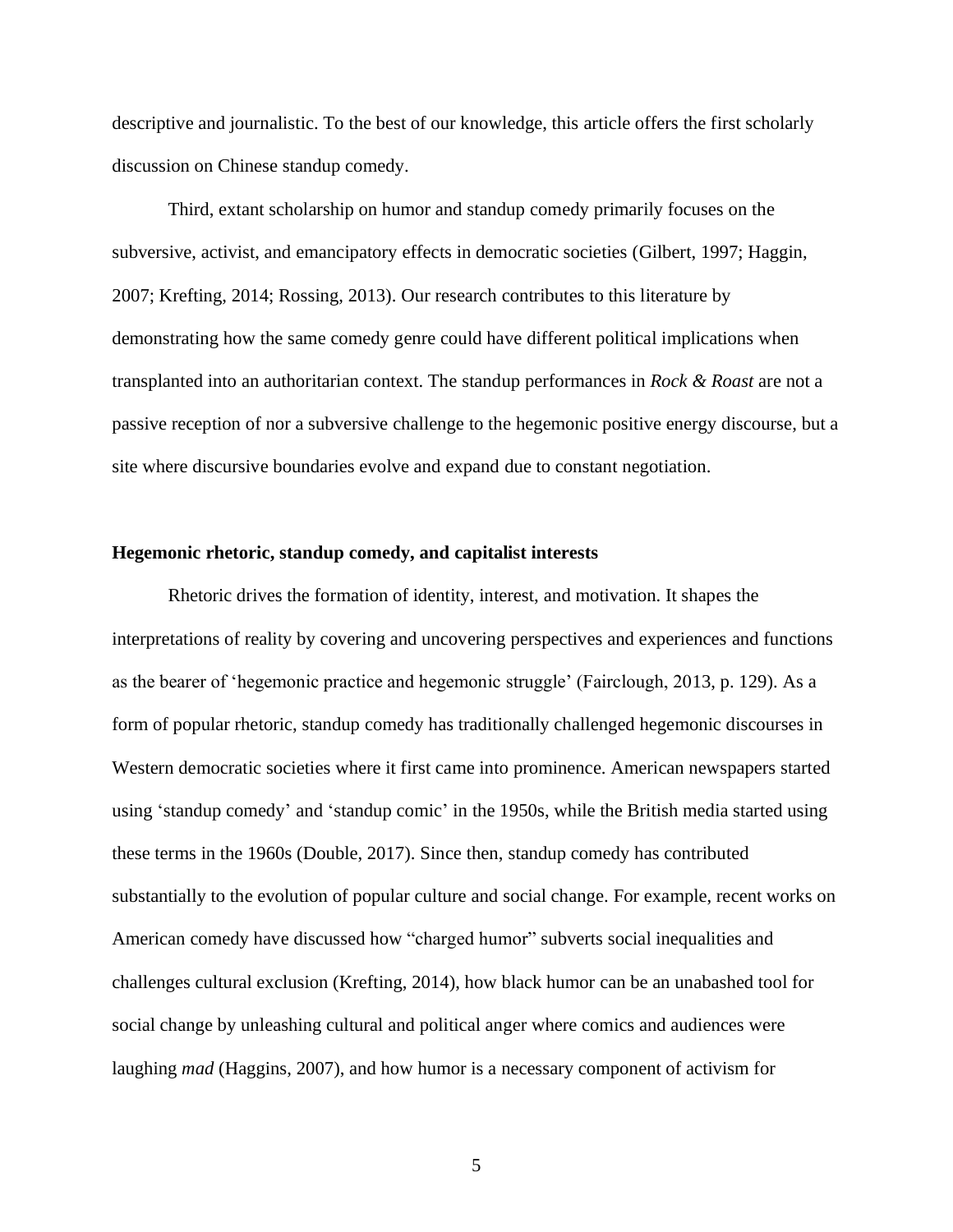descriptive and journalistic. To the best of our knowledge, this article offers the first scholarly discussion on Chinese standup comedy.

Third, extant scholarship on humor and standup comedy primarily focuses on the subversive, activist, and emancipatory effects in democratic societies (Gilbert, 1997; Haggin, 2007; Krefting, 2014; Rossing, 2013). Our research contributes to this literature by demonstrating how the same comedy genre could have different political implications when transplanted into an authoritarian context. The standup performances in *Rock & Roast* are not a passive reception of nor a subversive challenge to the hegemonic positive energy discourse, but a site where discursive boundaries evolve and expand due to constant negotiation.

**Hegemonic rhetoric, standup comedy, and capitalist interests**

Rhetoric drives the formation of identity, interest, and motivation. It shapes the interpretations of reality by covering and uncovering perspectives and experiences and functions as the bearer of 'hegemonic practice and hegemonic struggle' (Fairclough, 2013, p. 129). As a form of popular rhetoric, standup comedy has traditionally challenged hegemonic discourses in Western democratic societies where it first came into prominence. American newspapers started using 'standup comedy' and 'standup comic' in the 1950s, while the British media started using these terms in the 1960s (Double, 2017). Since then, standup comedy has contributed substantially to the evolution of popular culture and social change. For example, recent works on American comedy have discussed how "charged humor" subverts social inequalities and challenges cultural exclusion (Krefting, 2014), how black humor can be an unabashed tool for social change by unleashing cultural and political anger where comics and audiences were laughing *mad* (Haggins, 2007), and how humor is a necessary component of activism for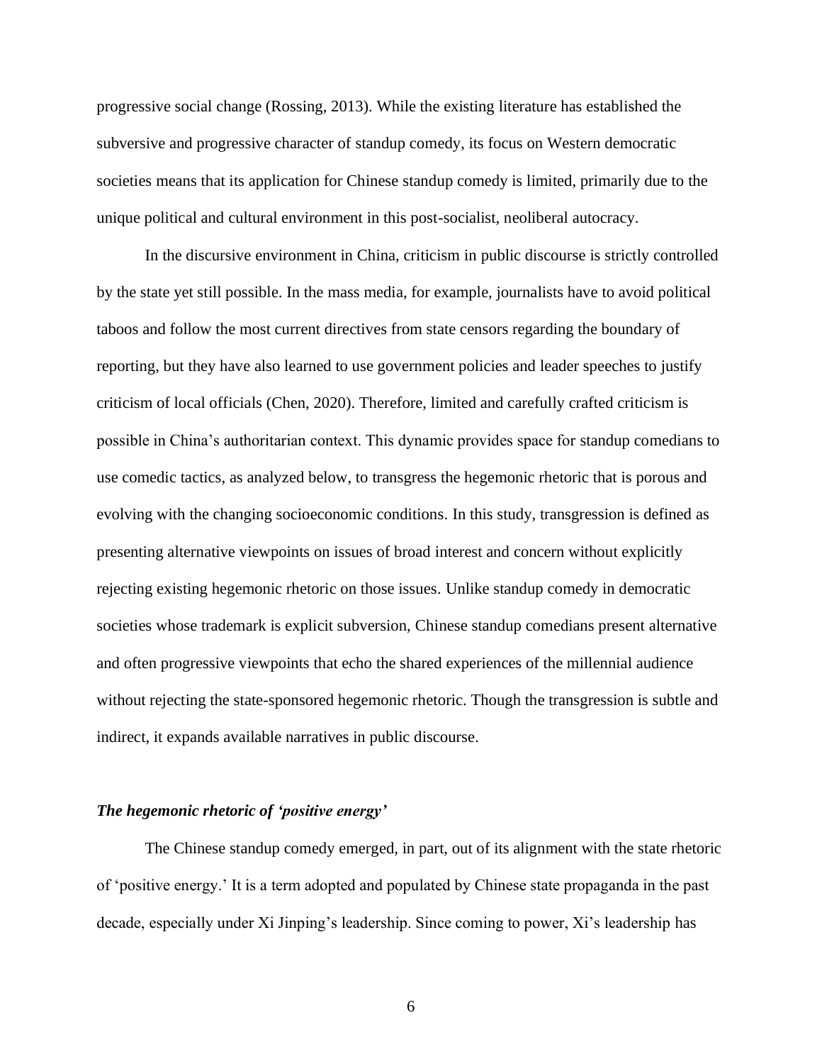progressive social change (Rossing, 2013). While the existing literature has established the subversive and progressive character of standup comedy, its focus on Western democratic societies means that its application for Chinese standup comedy is limited, primarily due to the unique political and cultural environment in this post-socialist, neoliberal autocracy.

In the discursive environment in China, criticism in public discourse is strictly controlled by the state yet still possible. In the mass media, for example, journalists have to avoid political taboos and follow the most current directives from state censors regarding the boundary of reporting, but they have also learned to use government policies and leader speeches to justify criticism of local officials (Chen, 2020). Therefore, limited and carefully crafted criticism is possible in China's authoritarian context. This dynamic provides space for standup comedians to use comedic tactics, as analyzed below, to transgress the hegemonic rhetoric that is porous and evolving with the changing socioeconomic conditions. In this study, transgression is defined as presenting alternative viewpoints on issues of broad interest and concern without explicitly rejecting existing hegemonic rhetoric on those issues. Unlike standup comedy in democratic societies whose trademark is explicit subversion, Chinese standup comedians present alternative and often progressive viewpoints that echo the shared experiences of the millennial audience without rejecting the state-sponsored hegemonic rhetoric. Though the transgression is subtle and indirect, it expands available narratives in public discourse.

### *The hegemonic rhetoric of 'positive energy'*

The Chinese standup comedy emerged, in part, out of its alignment with the state rhetoric of 'positive energy.' It is a term adopted and populated by Chinese state propaganda in the past decade, especially under Xi Jinping's leadership. Since coming to power, Xi's leadership has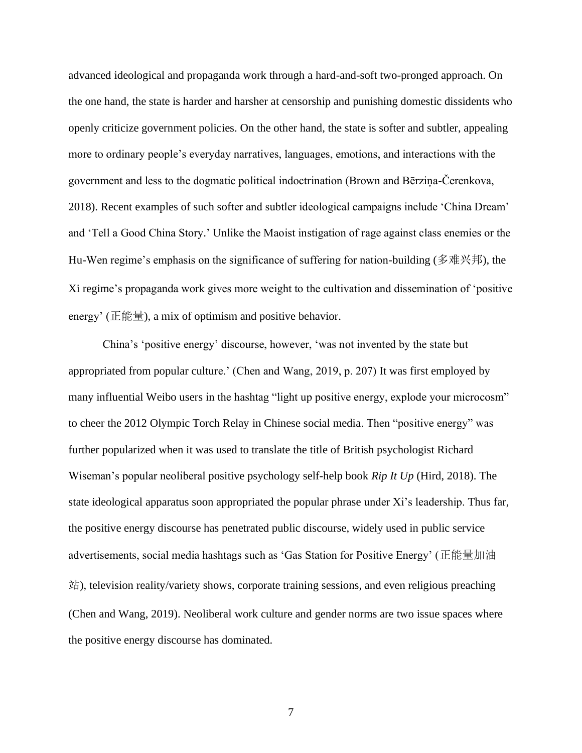advanced ideological and propaganda work through a hard-and-soft two-pronged approach. On the one hand, the state is harder and harsher at censorship and punishing domestic dissidents who openly criticize government policies. On the other hand, the state is softer and subtler, appealing more to ordinary people's everyday narratives, languages, emotions, and interactions with the government and less to the dogmatic political indoctrination (Brown and Bērziņa-Čerenkova, 2018). Recent examples of such softer and subtler ideological campaigns include 'China Dream' and 'Tell a Good China Story.' Unlike the Maoist instigation of rage against class enemies or the Hu-Wen regime's emphasis on the significance of suffering for nation-building (多难兴邦), the Xi regime's propaganda work gives more weight to the cultivation and dissemination of 'positive energy' (正能量), a mix of optimism and positive behavior.

China's 'positive energy' discourse, however, 'was not invented by the state but appropriated from popular culture.' (Chen and Wang, 2019, p. 207) It was first employed by many influential Weibo users in the hashtag "light up positive energy, explode your microcosm" to cheer the 2012 Olympic Torch Relay in Chinese social media. Then "positive energy" was further popularized when it was used to translate the title of British psychologist Richard Wiseman's popular neoliberal positive psychology self-help book *Rip It Up* (Hird, 2018). The state ideological apparatus soon appropriated the popular phrase under Xi's leadership. Thus far, the positive energy discourse has penetrated public discourse, widely used in public service advertisements, social media hashtags such as 'Gas Station for Positive Energy' (正能量加油站), television reality/variety shows, corporate training sessions, and even religious preaching (Chen and Wang, 2019). Neoliberal work culture and gender norms are two issue spaces where the positive energy discourse has dominated.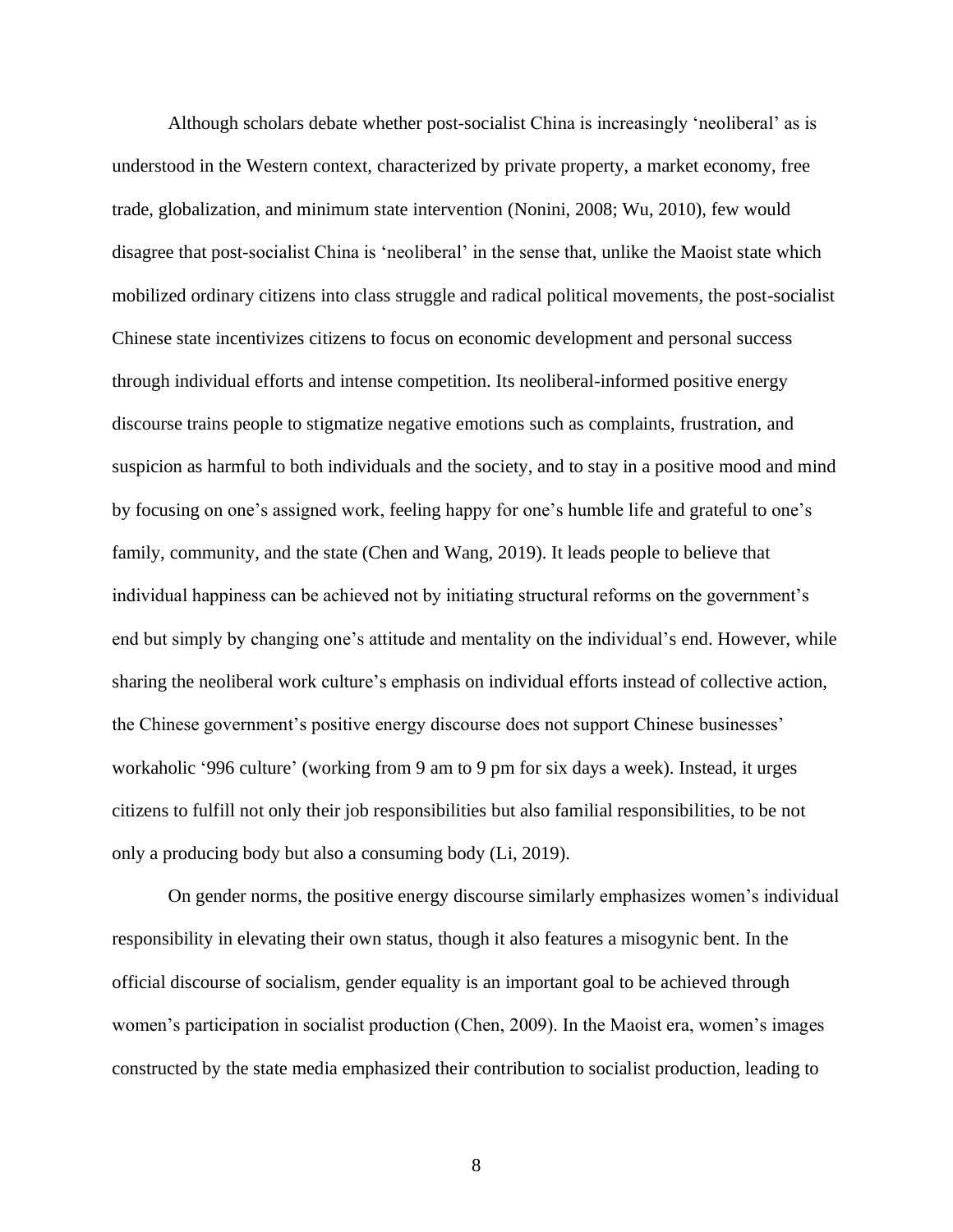Although scholars debate whether post-socialist China is increasingly 'neoliberal' as is understood in the Western context, characterized by private property, a market economy, free trade, globalization, and minimum state intervention (Nonini, 2008; Wu, 2010), few would disagree that post-socialist China is 'neoliberal' in the sense that, unlike the Maoist state which mobilized ordinary citizens into class struggle and radical political movements, the post-socialist Chinese state incentivizes citizens to focus on economic development and personal success through individual efforts and intense competition. Its neoliberal-informed positive energy discourse trains people to stigmatize negative emotions such as complaints, frustration, and suspicion as harmful to both individuals and the society, and to stay in a positive mood and mind by focusing on one's assigned work, feeling happy for one's humble life and grateful to one's family, community, and the state (Chen and Wang, 2019). It leads people to believe that individual happiness can be achieved not by initiating structural reforms on the government's end but simply by changing one's attitude and mentality on the individual's end. However, while sharing the neoliberal work culture's emphasis on individual efforts instead of collective action, the Chinese government's positive energy discourse does not support Chinese businesses' workaholic '996 culture' (working from 9 am to 9 pm for six days a week). Instead, it urges citizens to fulfill not only their job responsibilities but also familial responsibilities, to be not only a producing body but also a consuming body (Li, 2019).

On gender norms, the positive energy discourse similarly emphasizes women's individual responsibility in elevating their own status, though it also features a misogynic bent. In the official discourse of socialism, gender equality is an important goal to be achieved through women's participation in socialist production (Chen, 2009). In the Maoist era, women's images constructed by the state media emphasized their contribution to socialist production, leading to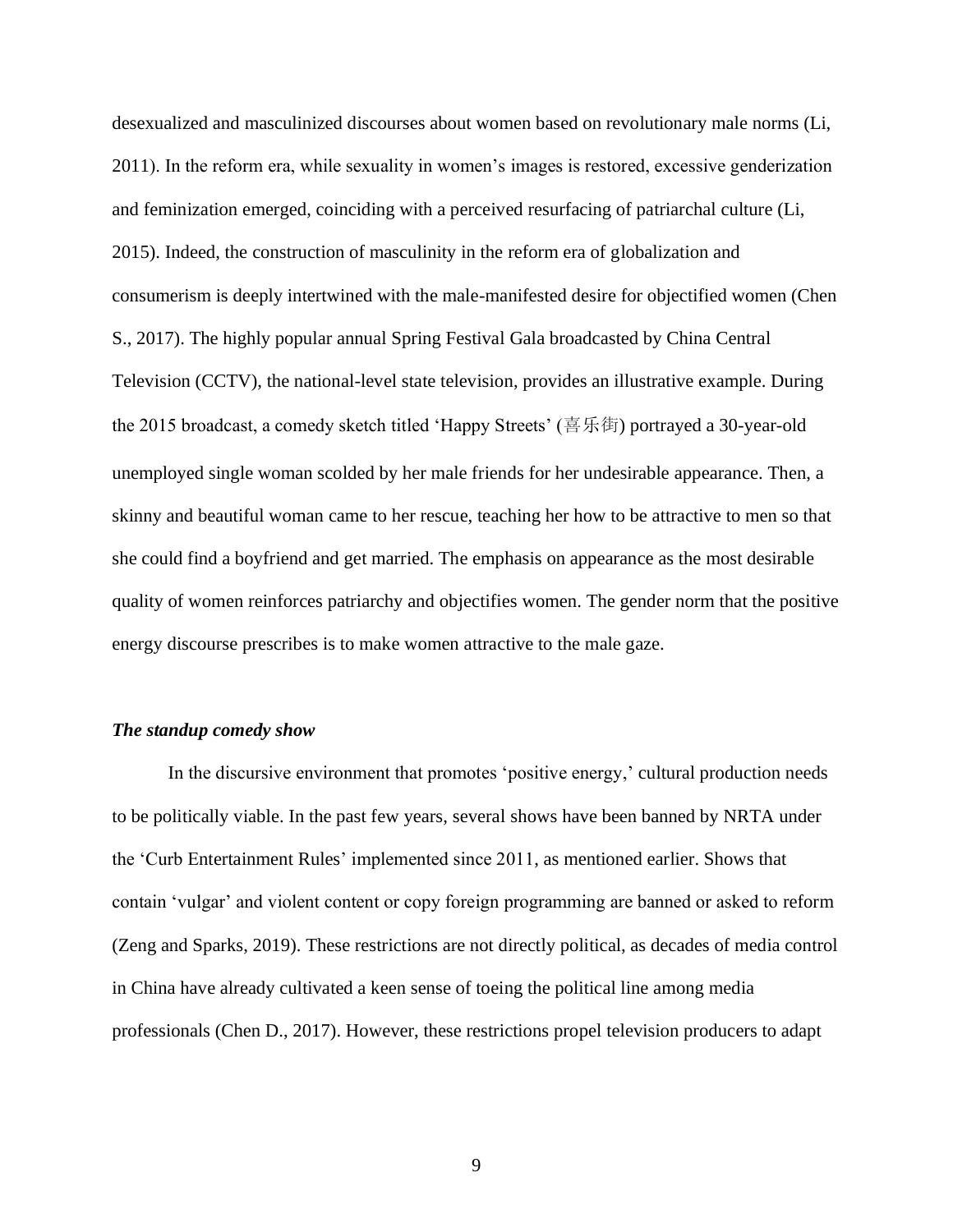desexualized and masculinized discourses about women based on revolutionary male norms (Li, 2011). In the reform era, while sexuality in women's images is restored, excessive genderization and feminization emerged, coinciding with a perceived resurfacing of patriarchal culture (Li, 2015). Indeed, the construction of masculinity in the reform era of globalization and consumerism is deeply intertwined with the male-manifested desire for objectified women (Chen S., 2017). The highly popular annual Spring Festival Gala broadcasted by China Central Television (CCTV), the national-level state television, provides an illustrative example. During the 2015 broadcast, a comedy sketch titled 'Happy Streets' (喜乐街) portrayed a 30-year-old unemployed single woman scolded by her male friends for her undesirable appearance. Then, a skinny and beautiful woman came to her rescue, teaching her how to be attractive to men so that she could find a boyfriend and get married. The emphasis on appearance as the most desirable quality of women reinforces patriarchy and objectifies women. The gender norm that the positive energy discourse prescribes is to make women attractive to the male gaze.

### *The standup comedy show*

In the discursive environment that promotes 'positive energy,' cultural production needs to be politically viable. In the past few years, several shows have been banned by NRTA under the 'Curb Entertainment Rules' implemented since 2011, as mentioned earlier. Shows that contain 'vulgar' and violent content or copy foreign programming are banned or asked to reform (Zeng and Sparks, 2019). These restrictions are not directly political, as decades of media control in China have already cultivated a keen sense of toeing the political line among media professionals (Chen D., 2017). However, these restrictions propel television producers to adapt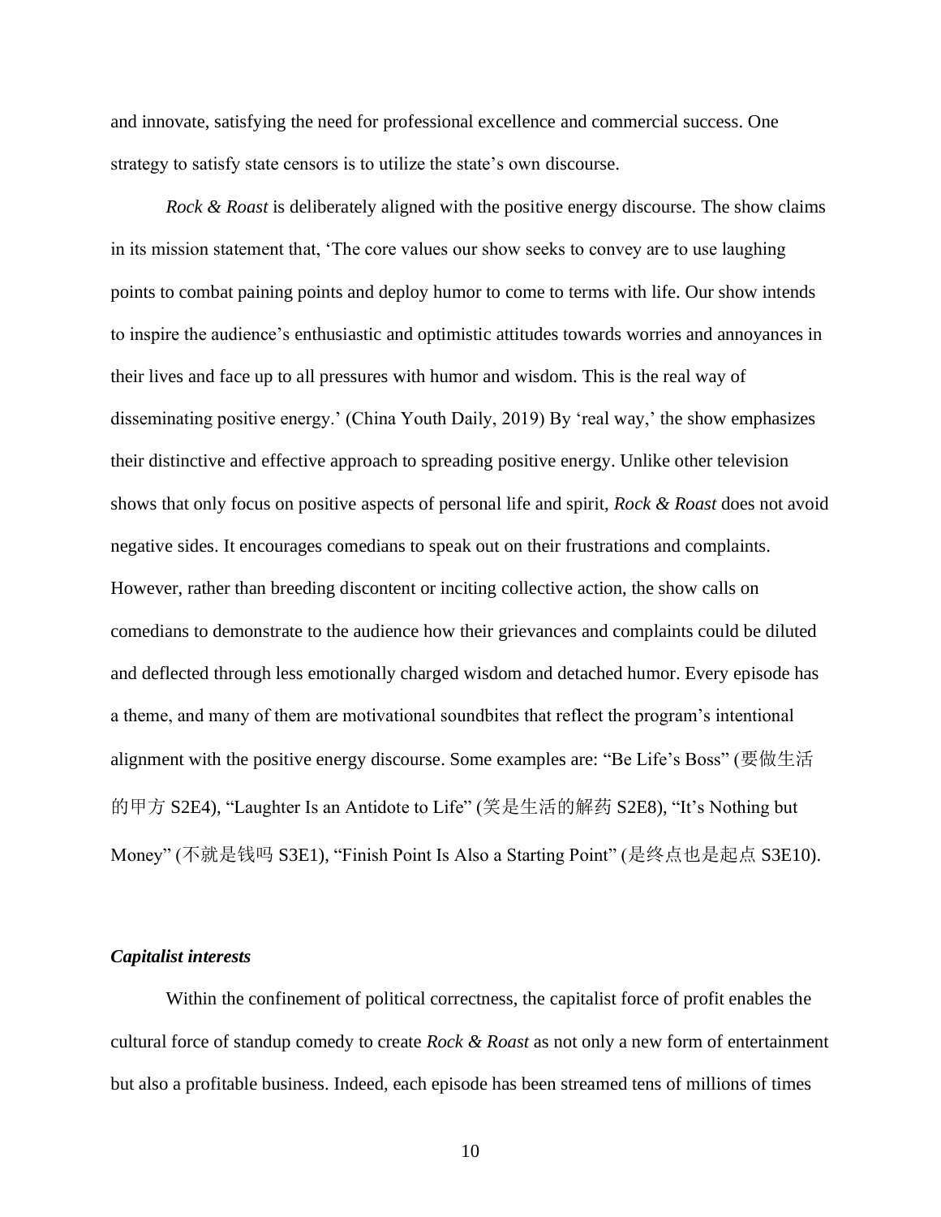and innovate, satisfying the need for professional excellence and commercial success. One strategy to satisfy state censors is to utilize the state's own discourse.

*Rock & Roast* is deliberately aligned with the positive energy discourse. The show claims in its mission statement that, 'The core values our show seeks to convey are to use laughing points to combat paining points and deploy humor to come to terms with life. Our show intends to inspire the audience's enthusiastic and optimistic attitudes towards worries and annoyances in their lives and face up to all pressures with humor and wisdom. This is the real way of disseminating positive energy.' (China Youth Daily, 2019) By 'real way,' the show emphasizes their distinctive and effective approach to spreading positive energy. Unlike other television shows that only focus on positive aspects of personal life and spirit, *Rock & Roast* does not avoid negative sides. It encourages comedians to speak out on their frustrations and complaints. However, rather than breeding discontent or inciting collective action, the show calls on comedians to demonstrate to the audience how their grievances and complaints could be diluted and deflected through less emotionally charged wisdom and detached humor. Every episode has a theme, and many of them are motivational soundbites that reflect the program's intentional alignment with the positive energy discourse. Some examples are: "Be Life's Boss" (要做生活的甲方 S2E4), "Laughter Is an Antidote to Life" (笑是生活的解药 S2E8), "It's Nothing but Money" (不就是钱吗 S3E1), "Finish Point Is Also a Starting Point" (是终点也是起点 S3E10).

### *Capitalist interests*

Within the confinement of political correctness, the capitalist force of profit enables the cultural force of standup comedy to create *Rock & Roast* as not only a new form of entertainment but also a profitable business. Indeed, each episode has been streamed tens of millions of times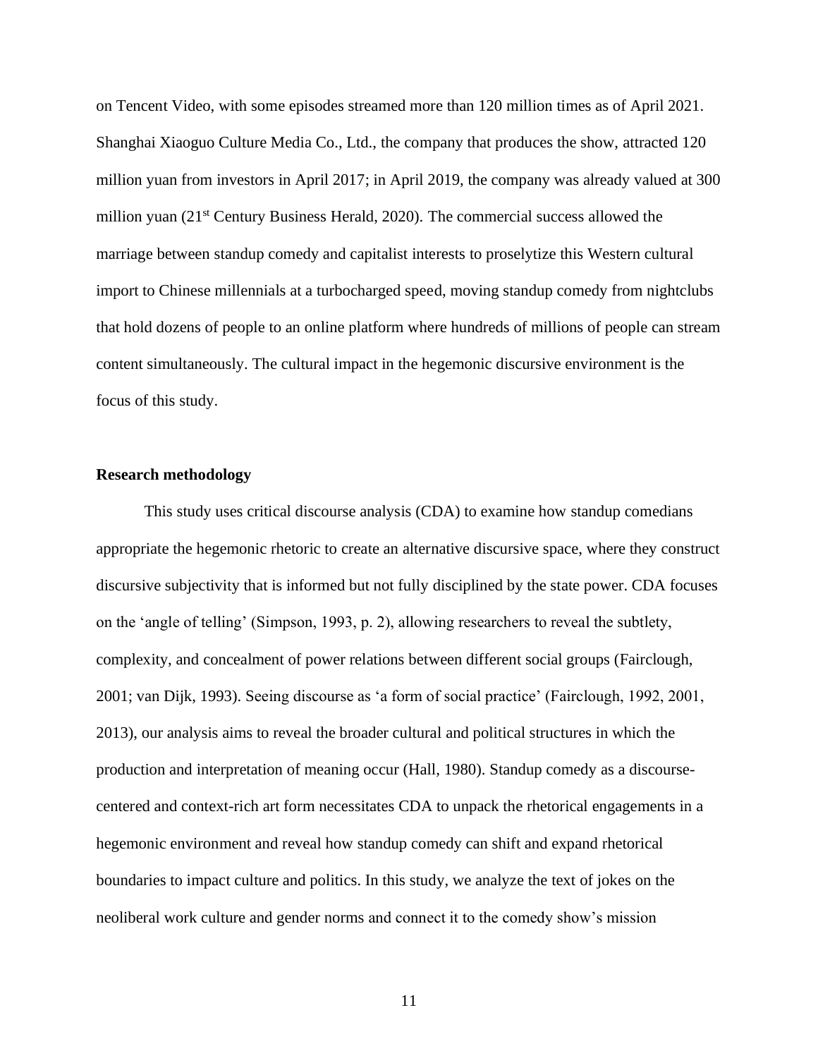on Tencent Video, with some episodes streamed more than 120 million times as of April 2021. Shanghai Xiaoguo Culture Media Co., Ltd., the company that produces the show, attracted 120 million yuan from investors in April 2017; in April 2019, the company was already valued at 300 million yuan (21st Century Business Herald, 2020). The commercial success allowed the marriage between standup comedy and capitalist interests to proselytize this Western cultural import to Chinese millennials at a turbocharged speed, moving standup comedy from nightclubs that hold dozens of people to an online platform where hundreds of millions of people can stream content simultaneously. The cultural impact in the hegemonic discursive environment is the focus of this study.

### Research methodology

This study uses critical discourse analysis (CDA) to examine how standup comedians appropriate the hegemonic rhetoric to create an alternative discursive space, where they construct discursive subjectivity that is informed but not fully disciplined by the state power. CDA focuses on the 'angle of telling' (Simpson, 1993, p. 2), allowing researchers to reveal the subtlety, complexity, and concealment of power relations between different social groups (Fairclough, 2001; van Dijk, 1993). Seeing discourse as 'a form of social practice' (Fairclough, 1992, 2001, 2013), our analysis aims to reveal the broader cultural and political structures in which the production and interpretation of meaning occur (Hall, 1980). Standup comedy as a discourse-centered and context-rich art form necessitates CDA to unpack the rhetorical engagements in a hegemonic environment and reveal how standup comedy can shift and expand rhetorical boundaries to impact culture and politics. In this study, we analyze the text of jokes on the neoliberal work culture and gender norms and connect it to the comedy show's mission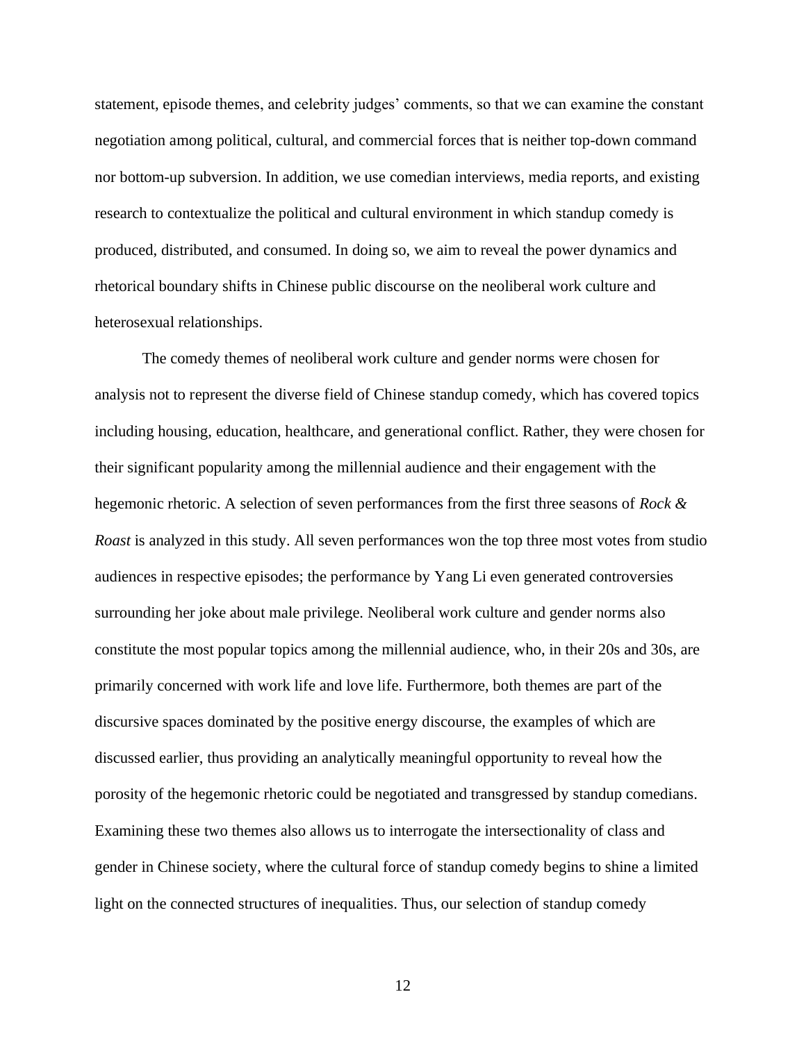statement, episode themes, and celebrity judges' comments, so that we can examine the constant negotiation among political, cultural, and commercial forces that is neither top-down command nor bottom-up subversion. In addition, we use comedian interviews, media reports, and existing research to contextualize the political and cultural environment in which standup comedy is produced, distributed, and consumed. In doing so, we aim to reveal the power dynamics and rhetorical boundary shifts in Chinese public discourse on the neoliberal work culture and heterosexual relationships.

The comedy themes of neoliberal work culture and gender norms were chosen for analysis not to represent the diverse field of Chinese standup comedy, which has covered topics including housing, education, healthcare, and generational conflict. Rather, they were chosen for their significant popularity among the millennial audience and their engagement with the hegemonic rhetoric. A selection of seven performances from the first three seasons of *Rock & Roast* is analyzed in this study. All seven performances won the top three most votes from studio audiences in respective episodes; the performance by Yang Li even generated controversies surrounding her joke about male privilege. Neoliberal work culture and gender norms also constitute the most popular topics among the millennial audience, who, in their 20s and 30s, are primarily concerned with work life and love life. Furthermore, both themes are part of the discursive spaces dominated by the positive energy discourse, the examples of which are discussed earlier, thus providing an analytically meaningful opportunity to reveal how the porosity of the hegemonic rhetoric could be negotiated and transgressed by standup comedians. Examining these two themes also allows us to interrogate the intersectionality of class and gender in Chinese society, where the cultural force of standup comedy begins to shine a limited light on the connected structures of inequalities. Thus, our selection of standup comedy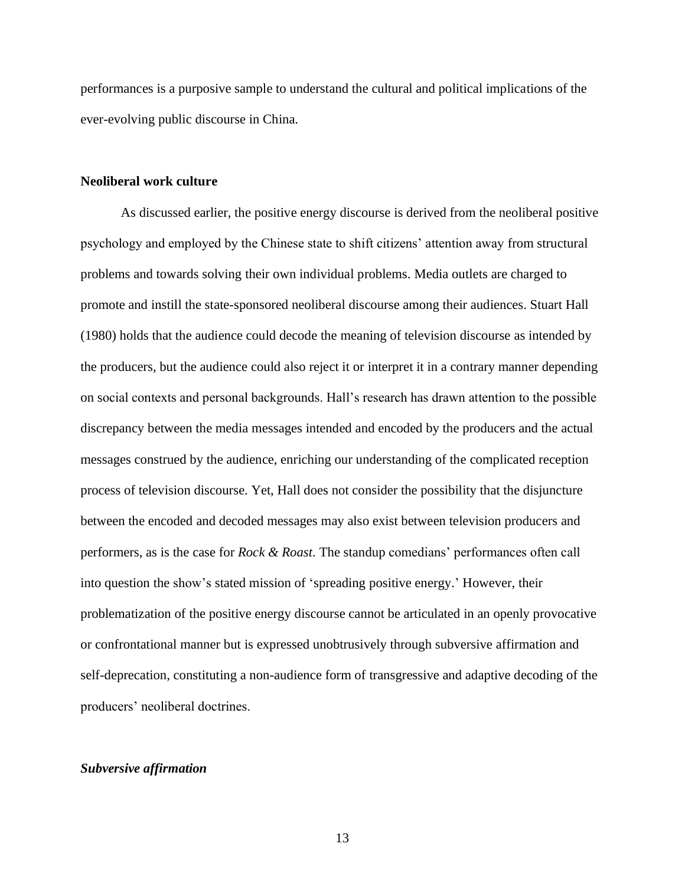performances is a purposive sample to understand the cultural and political implications of the ever-evolving public discourse in China.

## Neoliberal work culture

As discussed earlier, the positive energy discourse is derived from the neoliberal positive psychology and employed by the Chinese state to shift citizens' attention away from structural problems and towards solving their own individual problems. Media outlets are charged to promote and instill the state-sponsored neoliberal discourse among their audiences. Stuart Hall (1980) holds that the audience could decode the meaning of television discourse as intended by the producers, but the audience could also reject it or interpret it in a contrary manner depending on social contexts and personal backgrounds. Hall's research has drawn attention to the possible discrepancy between the media messages intended and encoded by the producers and the actual messages construed by the audience, enriching our understanding of the complicated reception process of television discourse. Yet, Hall does not consider the possibility that the disjuncture between the encoded and decoded messages may also exist between television producers and performers, as is the case for *Rock & Roast*. The standup comedians' performances often call into question the show's stated mission of 'spreading positive energy.' However, their problematization of the positive energy discourse cannot be articulated in an openly provocative or confrontational manner but is expressed unobtrusively through subversive affirmation and self-deprecation, constituting a non-audience form of transgressive and adaptive decoding of the producers' neoliberal doctrines.

### *Subversive affirmation*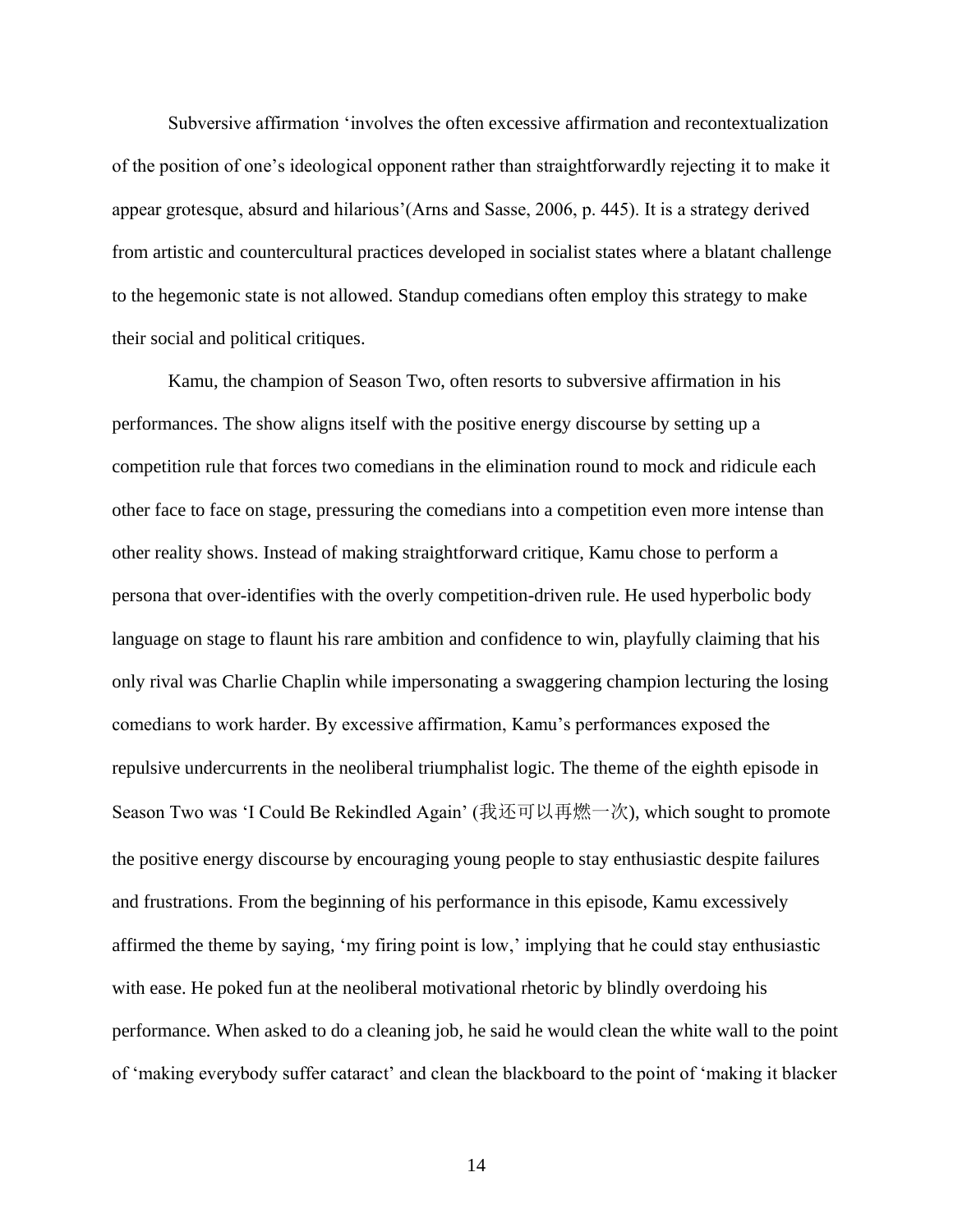Subversive affirmation 'involves the often excessive affirmation and recontextualization of the position of one's ideological opponent rather than straightforwardly rejecting it to make it appear grotesque, absurd and hilarious'(Arns and Sasse, 2006, p. 445). It is a strategy derived from artistic and countercultural practices developed in socialist states where a blatant challenge to the hegemonic state is not allowed. Standup comedians often employ this strategy to make their social and political critiques.

Kamu, the champion of Season Two, often resorts to subversive affirmation in his performances. The show aligns itself with the positive energy discourse by setting up a competition rule that forces two comedians in the elimination round to mock and ridicule each other face to face on stage, pressuring the comedians into a competition even more intense than other reality shows. Instead of making straightforward critique, Kamu chose to perform a persona that over-identifies with the overly competition-driven rule. He used hyperbolic body language on stage to flaunt his rare ambition and confidence to win, playfully claiming that his only rival was Charlie Chaplin while impersonating a swaggering champion lecturing the losing comedians to work harder. By excessive affirmation, Kamu's performances exposed the repulsive undercurrents in the neoliberal triumphalist logic. The theme of the eighth episode in Season Two was 'I Could Be Rekindled Again' (我还可以再燃一次), which sought to promote the positive energy discourse by encouraging young people to stay enthusiastic despite failures and frustrations. From the beginning of his performance in this episode, Kamu excessively affirmed the theme by saying, 'my firing point is low,' implying that he could stay enthusiastic with ease. He poked fun at the neoliberal motivational rhetoric by blindly overdoing his performance. When asked to do a cleaning job, he said he would clean the white wall to the point of 'making everybody suffer cataract' and clean the blackboard to the point of 'making it blacker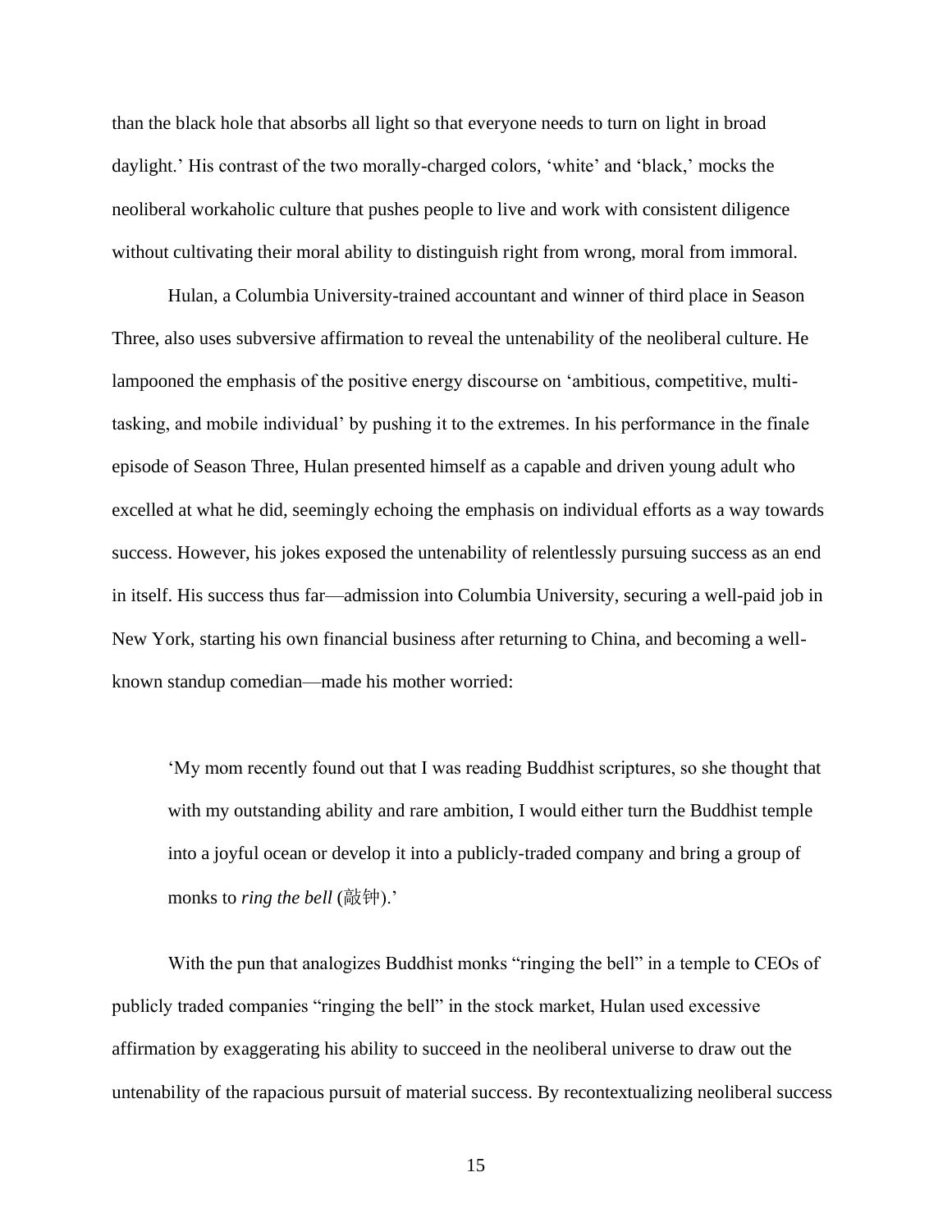than the black hole that absorbs all light so that everyone needs to turn on light in broad daylight.' His contrast of the two morally-charged colors, 'white' and 'black,' mocks the neoliberal workaholic culture that pushes people to live and work with consistent diligence without cultivating their moral ability to distinguish right from wrong, moral from immoral.

Hulan, a Columbia University-trained accountant and winner of third place in Season Three, also uses subversive affirmation to reveal the untenability of the neoliberal culture. He lampooned the emphasis of the positive energy discourse on 'ambitious, competitive, multi-tasking, and mobile individual' by pushing it to the extremes. In his performance in the finale episode of Season Three, Hulan presented himself as a capable and driven young adult who excelled at what he did, seemingly echoing the emphasis on individual efforts as a way towards success. However, his jokes exposed the untenability of relentlessly pursuing success as an end in itself. His success thus far—admission into Columbia University, securing a well-paid job in New York, starting his own financial business after returning to China, and becoming a well-known standup comedian—made his mother worried:

> 'My mom recently found out that I was reading Buddhist scriptures, so she thought that with my outstanding ability and rare ambition, I would either turn the Buddhist temple into a joyful ocean or develop it into a publicly-traded company and bring a group of monks to *ring the bell* (敲钟).'

With the pun that analogizes Buddhist monks "ringing the bell" in a temple to CEOs of publicly traded companies "ringing the bell" in the stock market, Hulan used excessive affirmation by exaggerating his ability to succeed in the neoliberal universe to draw out the untenability of the rapacious pursuit of material success. By recontextualizing neoliberal success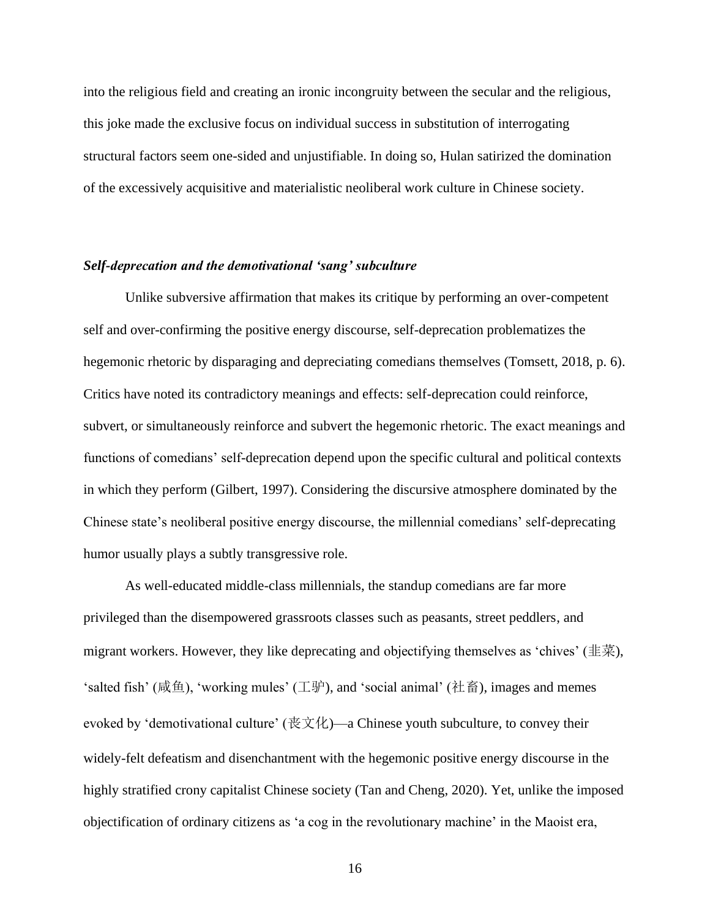into the religious field and creating an ironic incongruity between the secular and the religious, this joke made the exclusive focus on individual success in substitution of interrogating structural factors seem one-sided and unjustifiable. In doing so, Hulan satirized the domination of the excessively acquisitive and materialistic neoliberal work culture in Chinese society.

### ***Self-deprecation and the demotivational 'sang' subculture***

Unlike subversive affirmation that makes its critique by performing an over-competent self and over-confirming the positive energy discourse, self-deprecation problematizes the hegemonic rhetoric by disparaging and depreciating comedians themselves (Tomsett, 2018, p. 6). Critics have noted its contradictory meanings and effects: self-deprecation could reinforce, subvert, or simultaneously reinforce and subvert the hegemonic rhetoric. The exact meanings and functions of comedians' self-deprecation depend upon the specific cultural and political contexts in which they perform (Gilbert, 1997). Considering the discursive atmosphere dominated by the Chinese state's neoliberal positive energy discourse, the millennial comedians' self-deprecating humor usually plays a subtly transgressive role.

As well-educated middle-class millennials, the standup comedians are far more privileged than the disempowered grassroots classes such as peasants, street peddlers, and migrant workers. However, they like deprecating and objectifying themselves as 'chives' (韭菜), 'salted fish' (咸鱼), 'working mules' (工驴), and 'social animal' (社畜), images and memes evoked by 'demotivational culture' (丧文化)—a Chinese youth subculture, to convey their widely-felt defeatism and disenchantment with the hegemonic positive energy discourse in the highly stratified crony capitalist Chinese society (Tan and Cheng, 2020). Yet, unlike the imposed objectification of ordinary citizens as 'a cog in the revolutionary machine' in the Maoist era,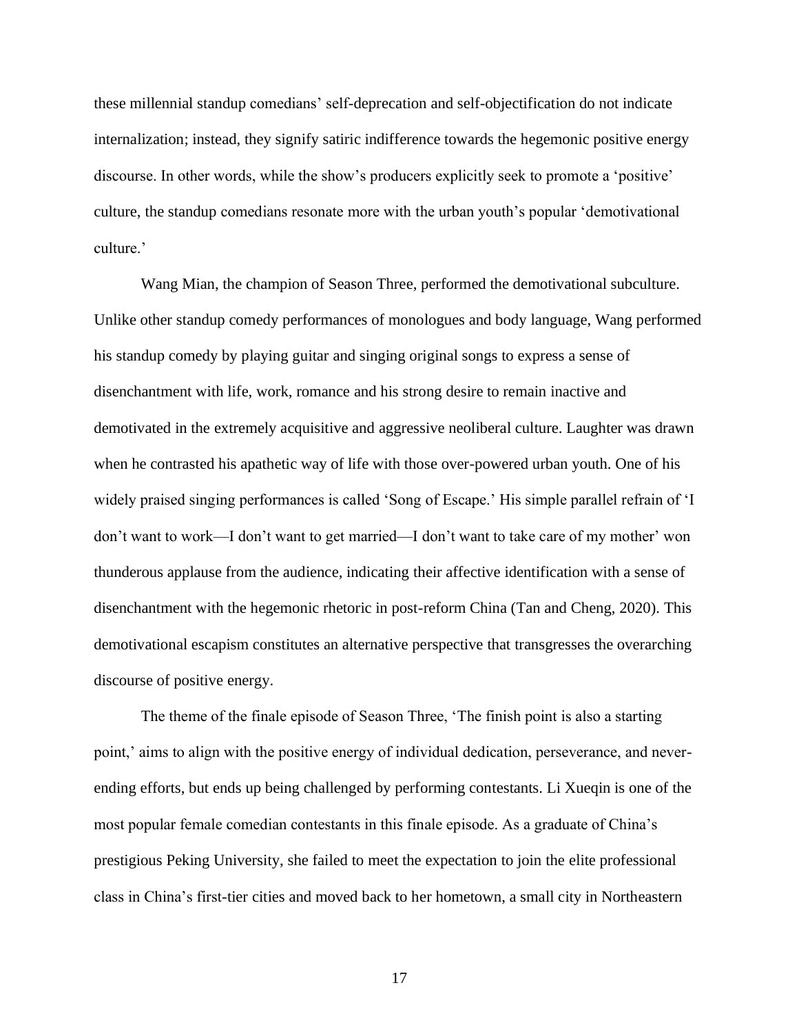these millennial standup comedians' self-deprecation and self-objectification do not indicate internalization; instead, they signify satiric indifference towards the hegemonic positive energy discourse. In other words, while the show's producers explicitly seek to promote a 'positive' culture, the standup comedians resonate more with the urban youth's popular 'demotivational culture.'

Wang Mian, the champion of Season Three, performed the demotivational subculture. Unlike other standup comedy performances of monologues and body language, Wang performed his standup comedy by playing guitar and singing original songs to express a sense of disenchantment with life, work, romance and his strong desire to remain inactive and demotivated in the extremely acquisitive and aggressive neoliberal culture. Laughter was drawn when he contrasted his apathetic way of life with those over-powered urban youth. One of his widely praised singing performances is called 'Song of Escape.' His simple parallel refrain of 'I don't want to work—I don't want to get married—I don't want to take care of my mother' won thunderous applause from the audience, indicating their affective identification with a sense of disenchantment with the hegemonic rhetoric in post-reform China (Tan and Cheng, 2020). This demotivational escapism constitutes an alternative perspective that transgresses the overarching discourse of positive energy.

The theme of the finale episode of Season Three, 'The finish point is also a starting point,' aims to align with the positive energy of individual dedication, perseverance, and never-ending efforts, but ends up being challenged by performing contestants. Li Xueqin is one of the most popular female comedian contestants in this finale episode. As a graduate of China's prestigious Peking University, she failed to meet the expectation to join the elite professional class in China's first-tier cities and moved back to her hometown, a small city in Northeastern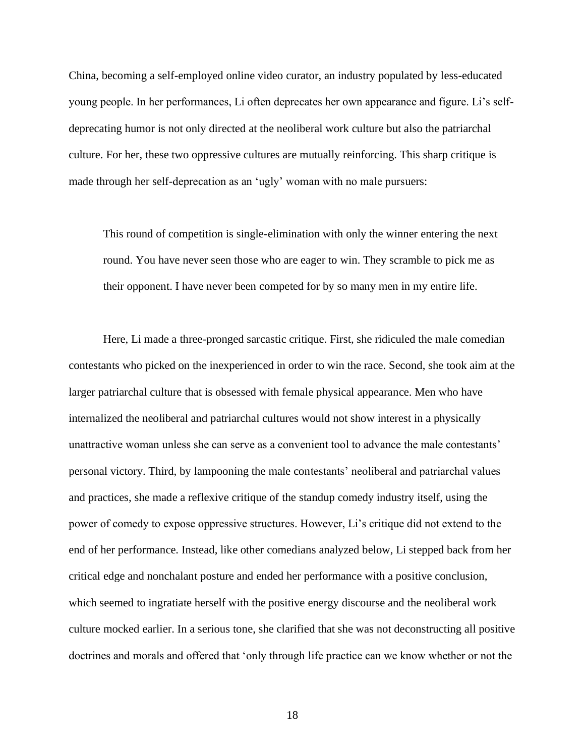China, becoming a self-employed online video curator, an industry populated by less-educated young people. In her performances, Li often deprecates her own appearance and figure. Li's self-deprecating humor is not only directed at the neoliberal work culture but also the patriarchal culture. For her, these two oppressive cultures are mutually reinforcing. This sharp critique is made through her self-deprecation as an 'ugly' woman with no male pursuers:

> This round of competition is single-elimination with only the winner entering the next round. You have never seen those who are eager to win. They scramble to pick me as their opponent. I have never been competed for by so many men in my entire life.

Here, Li made a three-pronged sarcastic critique. First, she ridiculed the male comedian contestants who picked on the inexperienced in order to win the race. Second, she took aim at the larger patriarchal culture that is obsessed with female physical appearance. Men who have internalized the neoliberal and patriarchal cultures would not show interest in a physically unattractive woman unless she can serve as a convenient tool to advance the male contestants' personal victory. Third, by lampooning the male contestants' neoliberal and patriarchal values and practices, she made a reflexive critique of the standup comedy industry itself, using the power of comedy to expose oppressive structures. However, Li's critique did not extend to the end of her performance. Instead, like other comedians analyzed below, Li stepped back from her critical edge and nonchalant posture and ended her performance with a positive conclusion, which seemed to ingratiate herself with the positive energy discourse and the neoliberal work culture mocked earlier. In a serious tone, she clarified that she was not deconstructing all positive doctrines and morals and offered that 'only through life practice can we know whether or not the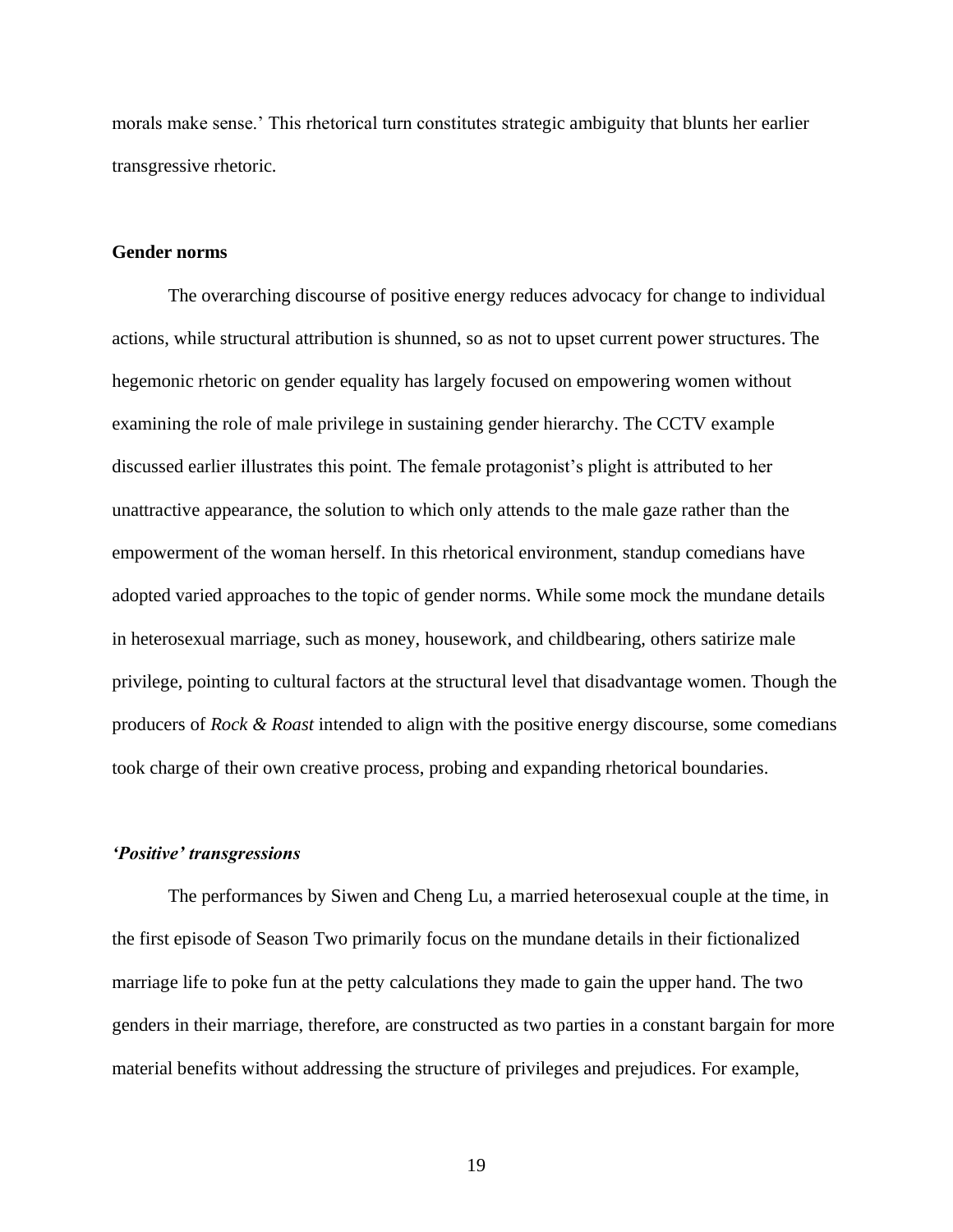morals make sense.' This rhetorical turn constitutes strategic ambiguity that blunts her earlier transgressive rhetoric.

## Gender norms

The overarching discourse of positive energy reduces advocacy for change to individual actions, while structural attribution is shunned, so as not to upset current power structures. The hegemonic rhetoric on gender equality has largely focused on empowering women without examining the role of male privilege in sustaining gender hierarchy. The CCTV example discussed earlier illustrates this point. The female protagonist's plight is attributed to her unattractive appearance, the solution to which only attends to the male gaze rather than the empowerment of the woman herself. In this rhetorical environment, standup comedians have adopted varied approaches to the topic of gender norms. While some mock the mundane details in heterosexual marriage, such as money, housework, and childbearing, others satirize male privilege, pointing to cultural factors at the structural level that disadvantage women. Though the producers of *Rock & Roast* intended to align with the positive energy discourse, some comedians took charge of their own creative process, probing and expanding rhetorical boundaries.

### *'Positive' transgressions*

The performances by Siwen and Cheng Lu, a married heterosexual couple at the time, in the first episode of Season Two primarily focus on the mundane details in their fictionalized marriage life to poke fun at the petty calculations they made to gain the upper hand. The two genders in their marriage, therefore, are constructed as two parties in a constant bargain for more material benefits without addressing the structure of privileges and prejudices. For example,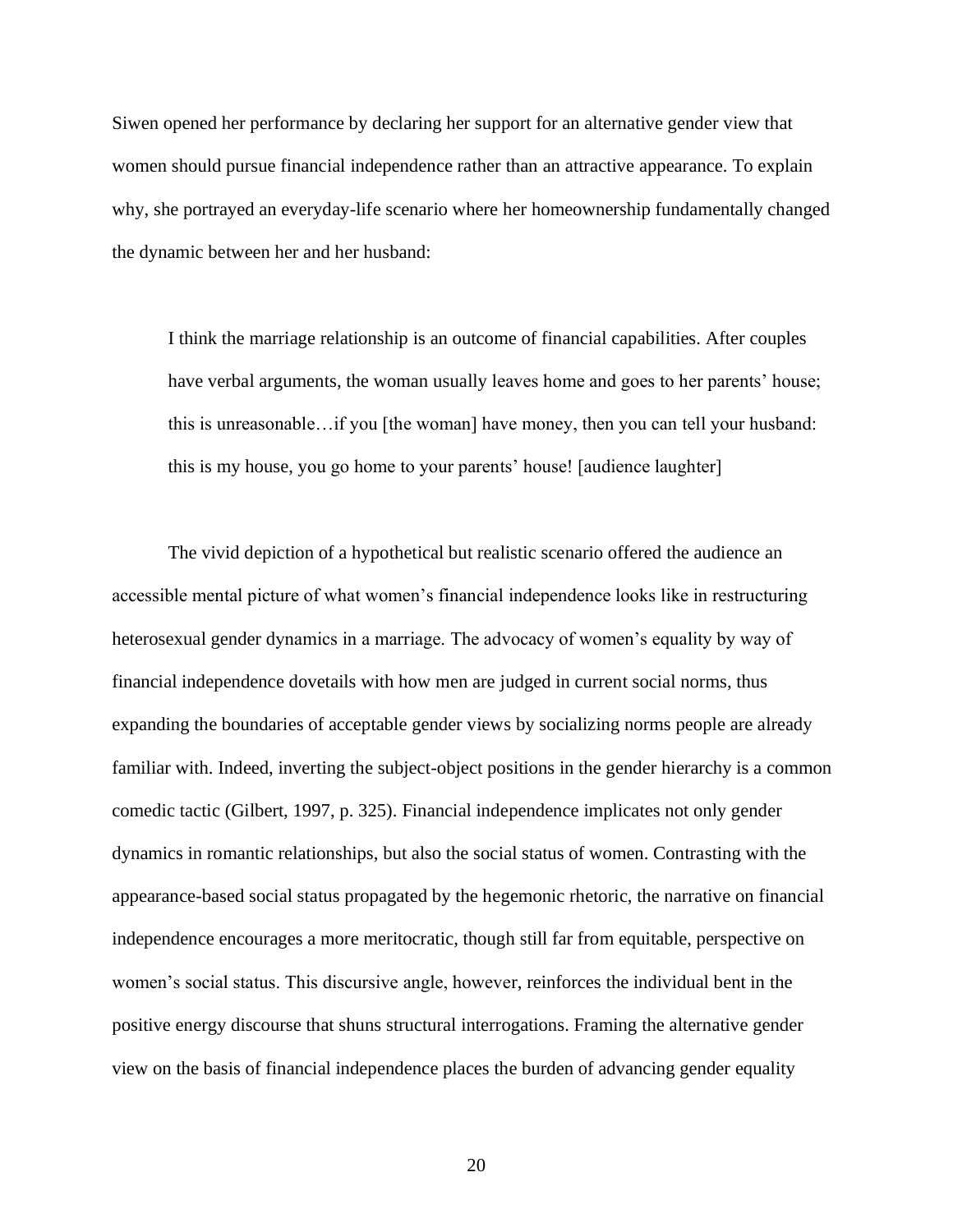Siwen opened her performance by declaring her support for an alternative gender view that women should pursue financial independence rather than an attractive appearance. To explain why, she portrayed an everyday-life scenario where her homeownership fundamentally changed the dynamic between her and her husband:

> I think the marriage relationship is an outcome of financial capabilities. After couples have verbal arguments, the woman usually leaves home and goes to her parents' house; this is unreasonable…if you [the woman] have money, then you can tell your husband: this is my house, you go home to your parents' house! [audience laughter]

The vivid depiction of a hypothetical but realistic scenario offered the audience an accessible mental picture of what women's financial independence looks like in restructuring heterosexual gender dynamics in a marriage. The advocacy of women's equality by way of financial independence dovetails with how men are judged in current social norms, thus expanding the boundaries of acceptable gender views by socializing norms people are already familiar with. Indeed, inverting the subject-object positions in the gender hierarchy is a common comedic tactic (Gilbert, 1997, p. 325). Financial independence implicates not only gender dynamics in romantic relationships, but also the social status of women. Contrasting with the appearance-based social status propagated by the hegemonic rhetoric, the narrative on financial independence encourages a more meritocratic, though still far from equitable, perspective on women's social status. This discursive angle, however, reinforces the individual bent in the positive energy discourse that shuns structural interrogations. Framing the alternative gender view on the basis of financial independence places the burden of advancing gender equality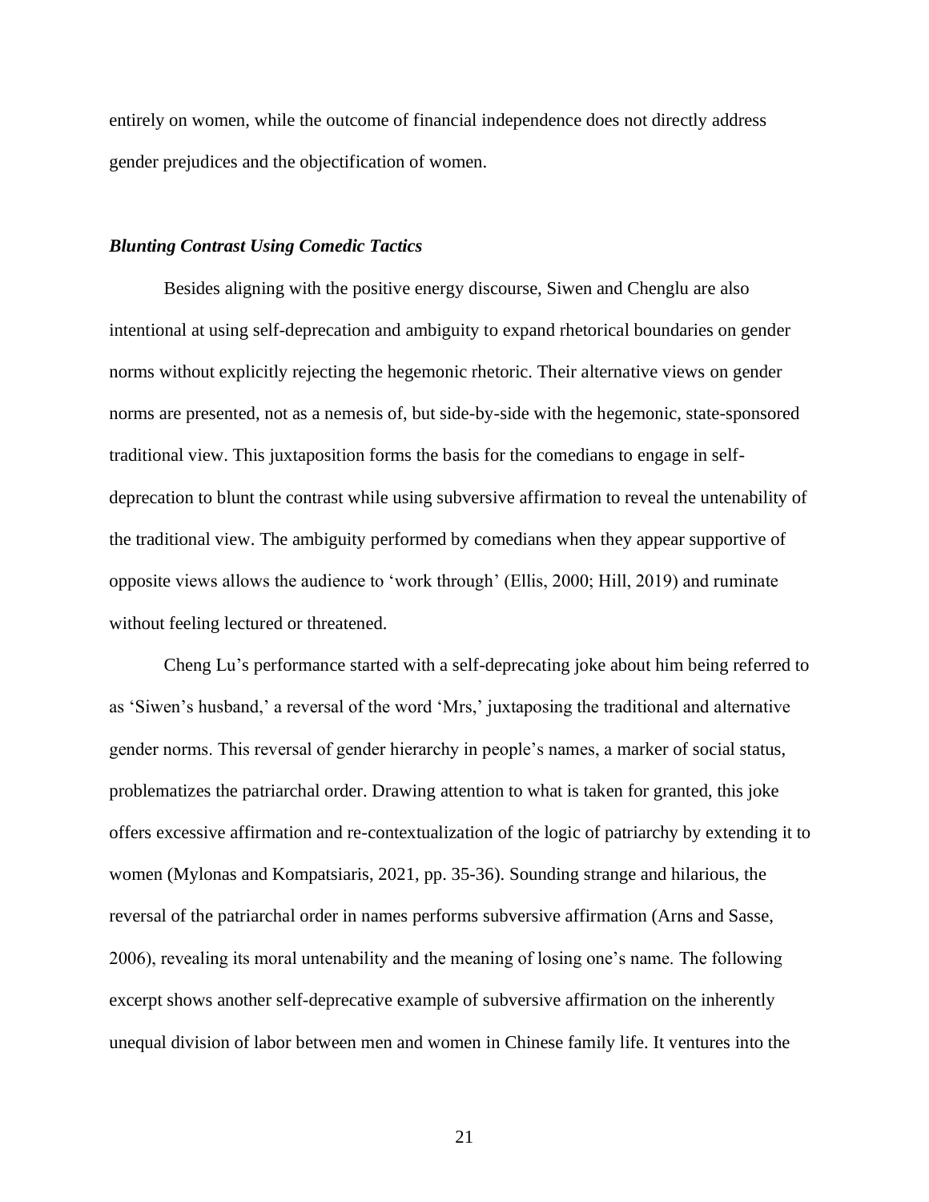entirely on women, while the outcome of financial independence does not directly address gender prejudices and the objectification of women.

### *Blunting Contrast Using Comedic Tactics*

Besides aligning with the positive energy discourse, Siwen and Chenglu are also intentional at using self-deprecation and ambiguity to expand rhetorical boundaries on gender norms without explicitly rejecting the hegemonic rhetoric. Their alternative views on gender norms are presented, not as a nemesis of, but side-by-side with the hegemonic, state-sponsored traditional view. This juxtaposition forms the basis for the comedians to engage in self-deprecation to blunt the contrast while using subversive affirmation to reveal the untenability of the traditional view. The ambiguity performed by comedians when they appear supportive of opposite views allows the audience to 'work through' (Ellis, 2000; Hill, 2019) and ruminate without feeling lectured or threatened.

Cheng Lu's performance started with a self-deprecating joke about him being referred to as 'Siwen's husband,' a reversal of the word 'Mrs,' juxtaposing the traditional and alternative gender norms. This reversal of gender hierarchy in people's names, a marker of social status, problematizes the patriarchal order. Drawing attention to what is taken for granted, this joke offers excessive affirmation and re-contextualization of the logic of patriarchy by extending it to women (Mylonas and Kompatsiaris, 2021, pp. 35-36). Sounding strange and hilarious, the reversal of the patriarchal order in names performs subversive affirmation (Arns and Sasse, 2006), revealing its moral untenability and the meaning of losing one's name. The following excerpt shows another self-deprecative example of subversive affirmation on the inherently unequal division of labor between men and women in Chinese family life. It ventures into the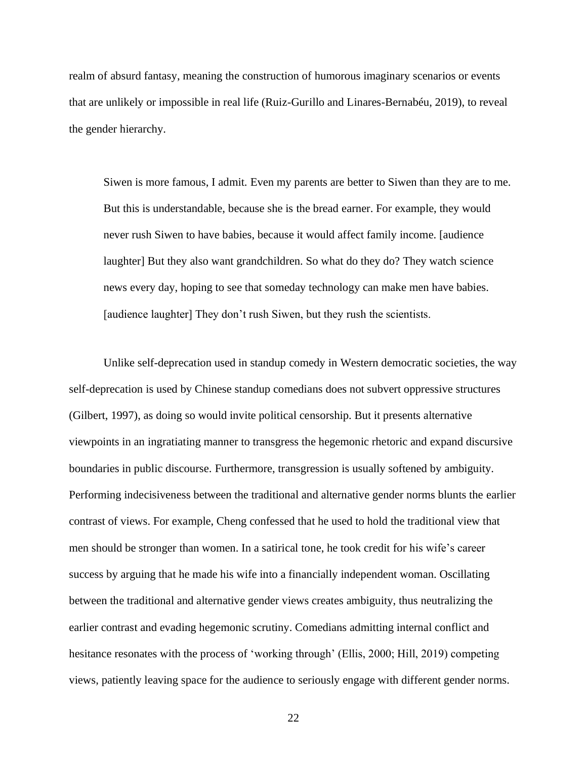realm of absurd fantasy, meaning the construction of humorous imaginary scenarios or events that are unlikely or impossible in real life (Ruiz-Gurillo and Linares-Bernabéu, 2019), to reveal the gender hierarchy.

> Siwen is more famous, I admit. Even my parents are better to Siwen than they are to me. But this is understandable, because she is the bread earner. For example, they would never rush Siwen to have babies, because it would affect family income. [audience laughter] But they also want grandchildren. So what do they do? They watch science news every day, hoping to see that someday technology can make men have babies. [audience laughter] They don't rush Siwen, but they rush the scientists.

Unlike self-deprecation used in standup comedy in Western democratic societies, the way self-deprecation is used by Chinese standup comedians does not subvert oppressive structures (Gilbert, 1997), as doing so would invite political censorship. But it presents alternative viewpoints in an ingratiating manner to transgress the hegemonic rhetoric and expand discursive boundaries in public discourse. Furthermore, transgression is usually softened by ambiguity. Performing indecisiveness between the traditional and alternative gender norms blunts the earlier contrast of views. For example, Cheng confessed that he used to hold the traditional view that men should be stronger than women. In a satirical tone, he took credit for his wife's career success by arguing that he made his wife into a financially independent woman. Oscillating between the traditional and alternative gender views creates ambiguity, thus neutralizing the earlier contrast and evading hegemonic scrutiny. Comedians admitting internal conflict and hesitance resonates with the process of 'working through' (Ellis, 2000; Hill, 2019) competing views, patiently leaving space for the audience to seriously engage with different gender norms.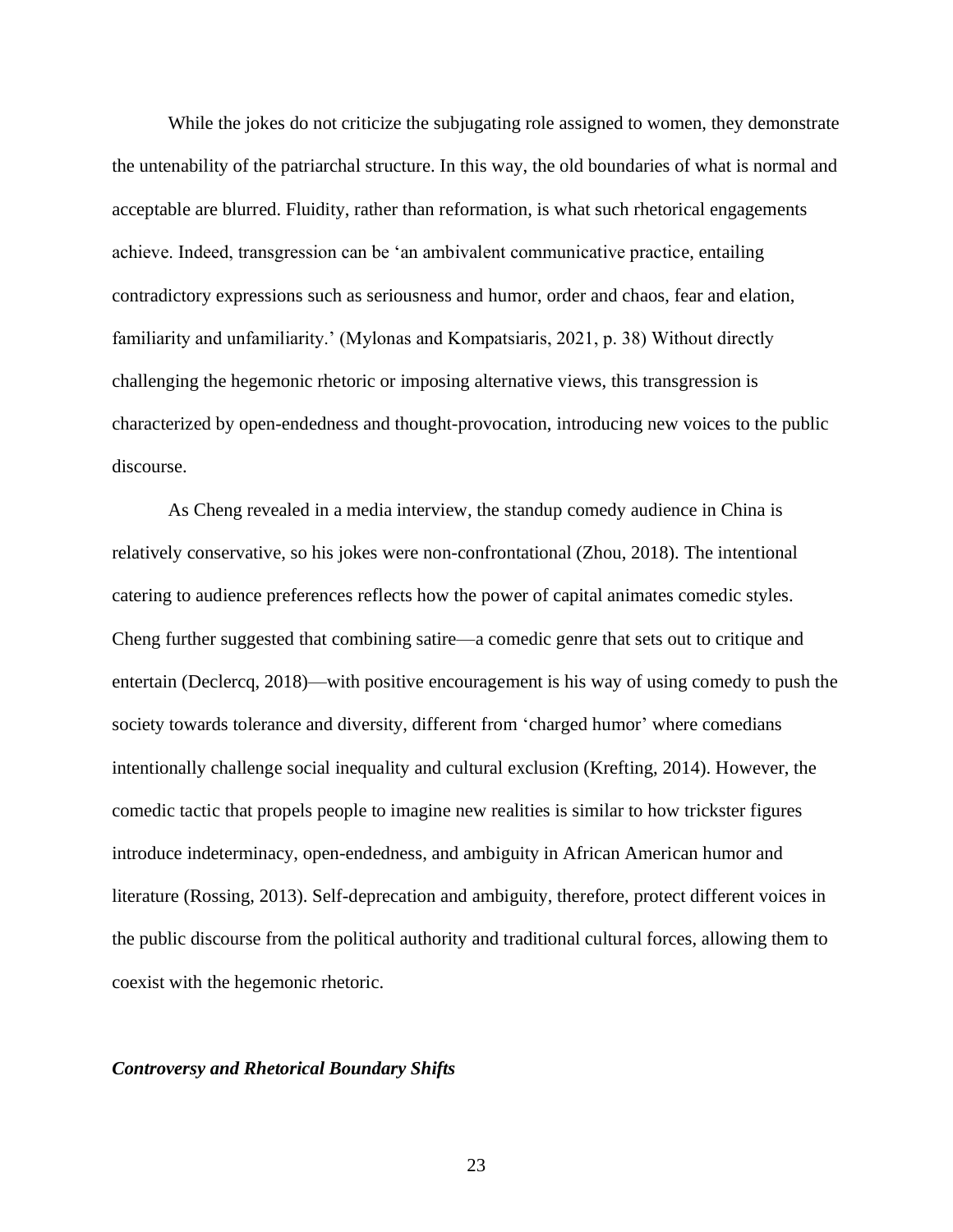While the jokes do not criticize the subjugating role assigned to women, they demonstrate the untenability of the patriarchal structure. In this way, the old boundaries of what is normal and acceptable are blurred. Fluidity, rather than reformation, is what such rhetorical engagements achieve. Indeed, transgression can be 'an ambivalent communicative practice, entailing contradictory expressions such as seriousness and humor, order and chaos, fear and elation, familiarity and unfamiliarity.' (Mylonas and Kompatsiaris, 2021, p. 38) Without directly challenging the hegemonic rhetoric or imposing alternative views, this transgression is characterized by open-endedness and thought-provocation, introducing new voices to the public discourse.

As Cheng revealed in a media interview, the standup comedy audience in China is relatively conservative, so his jokes were non-confrontational (Zhou, 2018). The intentional catering to audience preferences reflects how the power of capital animates comedic styles. Cheng further suggested that combining satire—a comedic genre that sets out to critique and entertain (Declercq, 2018)—with positive encouragement is his way of using comedy to push the society towards tolerance and diversity, different from 'charged humor' where comedians intentionally challenge social inequality and cultural exclusion (Krefting, 2014). However, the comedic tactic that propels people to imagine new realities is similar to how trickster figures introduce indeterminacy, open-endedness, and ambiguity in African American humor and literature (Rossing, 2013). Self-deprecation and ambiguity, therefore, protect different voices in the public discourse from the political authority and traditional cultural forces, allowing them to coexist with the hegemonic rhetoric.

### *Controversy and Rhetorical Boundary Shifts*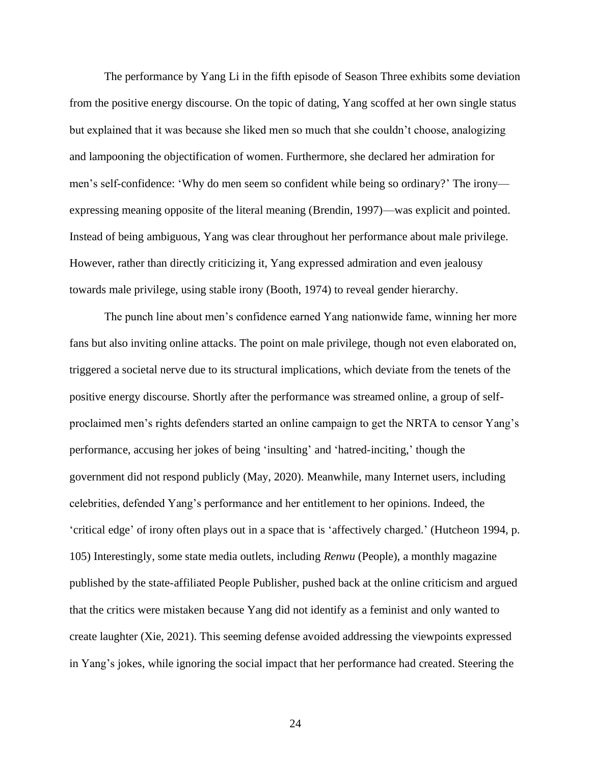The performance by Yang Li in the fifth episode of Season Three exhibits some deviation from the positive energy discourse. On the topic of dating, Yang scoffed at her own single status but explained that it was because she liked men so much that she couldn't choose, analogizing and lampooning the objectification of women. Furthermore, she declared her admiration for men's self-confidence: 'Why do men seem so confident while being so ordinary?' The irony—expressing meaning opposite of the literal meaning (Brendin, 1997)—was explicit and pointed. Instead of being ambiguous, Yang was clear throughout her performance about male privilege. However, rather than directly criticizing it, Yang expressed admiration and even jealousy towards male privilege, using stable irony (Booth, 1974) to reveal gender hierarchy.

The punch line about men's confidence earned Yang nationwide fame, winning her more fans but also inviting online attacks. The point on male privilege, though not even elaborated on, triggered a societal nerve due to its structural implications, which deviate from the tenets of the positive energy discourse. Shortly after the performance was streamed online, a group of self-proclaimed men's rights defenders started an online campaign to get the NRTA to censor Yang's performance, accusing her jokes of being 'insulting' and 'hatred-inciting,' though the government did not respond publicly (May, 2020). Meanwhile, many Internet users, including celebrities, defended Yang's performance and her entitlement to her opinions. Indeed, the 'critical edge' of irony often plays out in a space that is 'affectively charged.' (Hutcheon 1994, p. 105) Interestingly, some state media outlets, including *Renwu* (People), a monthly magazine published by the state-affiliated People Publisher, pushed back at the online criticism and argued that the critics were mistaken because Yang did not identify as a feminist and only wanted to create laughter (Xie, 2021). This seeming defense avoided addressing the viewpoints expressed in Yang's jokes, while ignoring the social impact that her performance had created. Steering the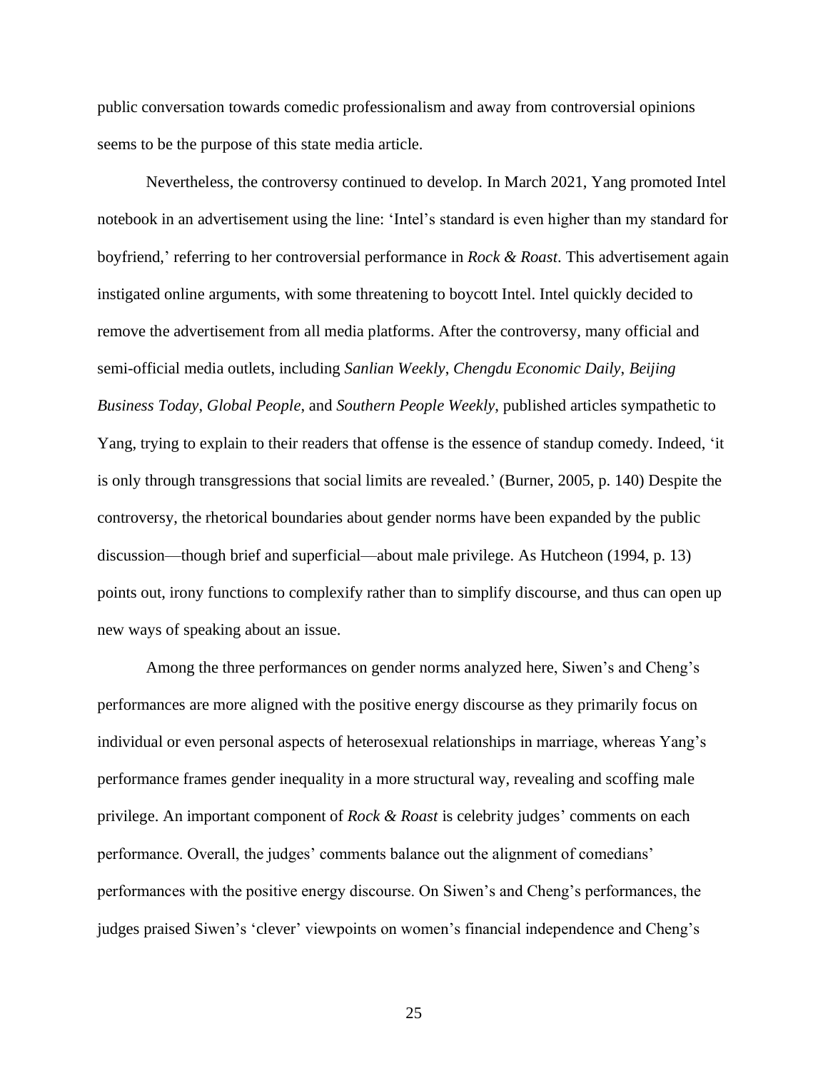public conversation towards comedic professionalism and away from controversial opinions seems to be the purpose of this state media article.

Nevertheless, the controversy continued to develop. In March 2021, Yang promoted Intel notebook in an advertisement using the line: 'Intel's standard is even higher than my standard for boyfriend,' referring to her controversial performance in *Rock & Roast*. This advertisement again instigated online arguments, with some threatening to boycott Intel. Intel quickly decided to remove the advertisement from all media platforms. After the controversy, many official and semi-official media outlets, including *Sanlian Weekly*, *Chengdu Economic Daily*, *Beijing Business Today*, *Global People*, and *Southern People Weekly*, published articles sympathetic to Yang, trying to explain to their readers that offense is the essence of standup comedy. Indeed, 'it is only through transgressions that social limits are revealed.' (Burner, 2005, p. 140) Despite the controversy, the rhetorical boundaries about gender norms have been expanded by the public discussion—though brief and superficial—about male privilege. As Hutcheon (1994, p. 13) points out, irony functions to complexify rather than to simplify discourse, and thus can open up new ways of speaking about an issue.

Among the three performances on gender norms analyzed here, Siwen's and Cheng's performances are more aligned with the positive energy discourse as they primarily focus on individual or even personal aspects of heterosexual relationships in marriage, whereas Yang's performance frames gender inequality in a more structural way, revealing and scoffing male privilege. An important component of *Rock & Roast* is celebrity judges' comments on each performance. Overall, the judges' comments balance out the alignment of comedians' performances with the positive energy discourse. On Siwen's and Cheng's performances, the judges praised Siwen's 'clever' viewpoints on women's financial independence and Cheng's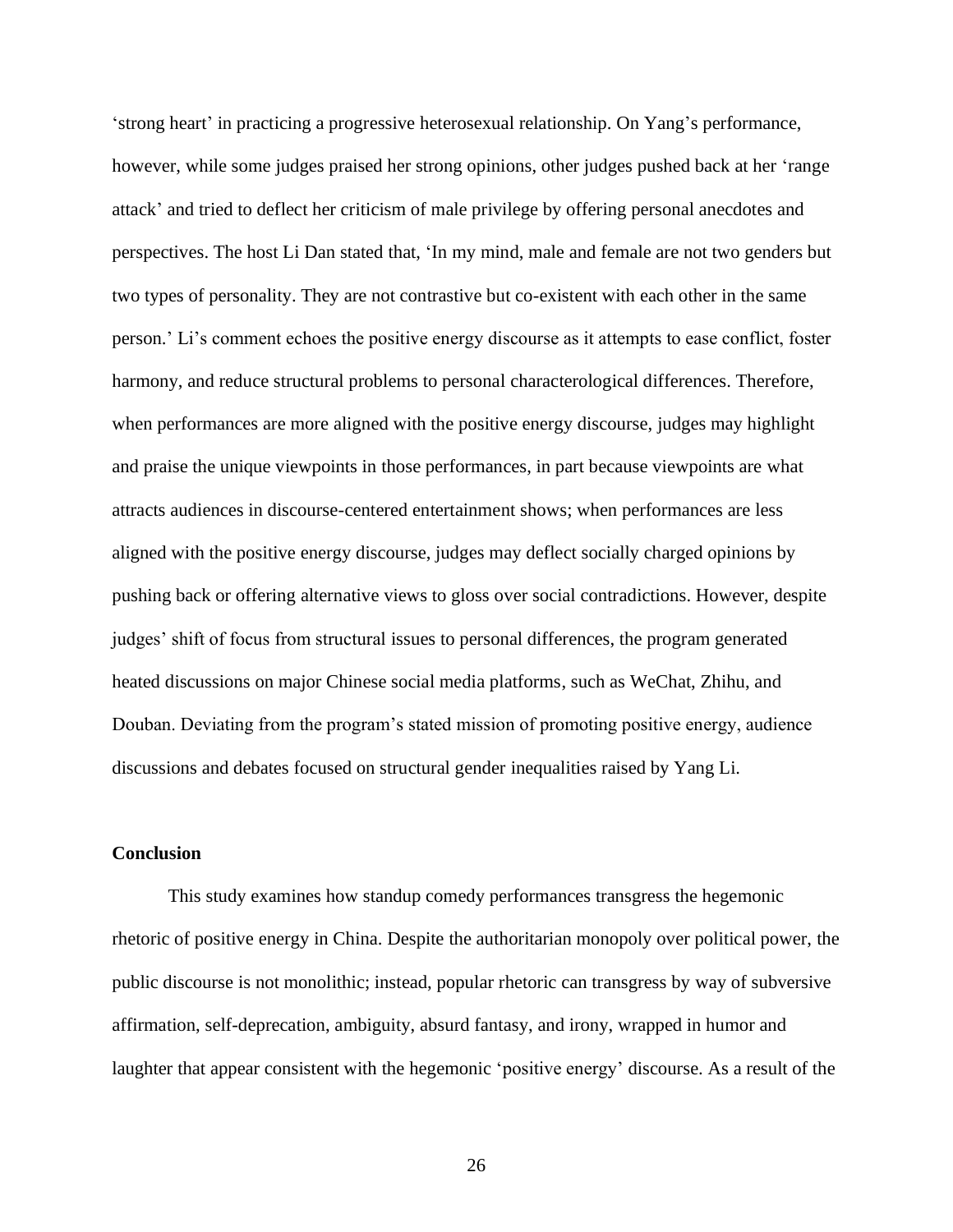'strong heart' in practicing a progressive heterosexual relationship. On Yang's performance, however, while some judges praised her strong opinions, other judges pushed back at her 'range attack' and tried to deflect her criticism of male privilege by offering personal anecdotes and perspectives. The host Li Dan stated that, 'In my mind, male and female are not two genders but two types of personality. They are not contrastive but co-existent with each other in the same person.' Li's comment echoes the positive energy discourse as it attempts to ease conflict, foster harmony, and reduce structural problems to personal characterological differences. Therefore, when performances are more aligned with the positive energy discourse, judges may highlight and praise the unique viewpoints in those performances, in part because viewpoints are what attracts audiences in discourse-centered entertainment shows; when performances are less aligned with the positive energy discourse, judges may deflect socially charged opinions by pushing back or offering alternative views to gloss over social contradictions. However, despite judges' shift of focus from structural issues to personal differences, the program generated heated discussions on major Chinese social media platforms, such as WeChat, Zhihu, and Douban. Deviating from the program's stated mission of promoting positive energy, audience discussions and debates focused on structural gender inequalities raised by Yang Li.

## Conclusion

This study examines how standup comedy performances transgress the hegemonic rhetoric of positive energy in China. Despite the authoritarian monopoly over political power, the public discourse is not monolithic; instead, popular rhetoric can transgress by way of subversive affirmation, self-deprecation, ambiguity, absurd fantasy, and irony, wrapped in humor and laughter that appear consistent with the hegemonic 'positive energy' discourse. As a result of the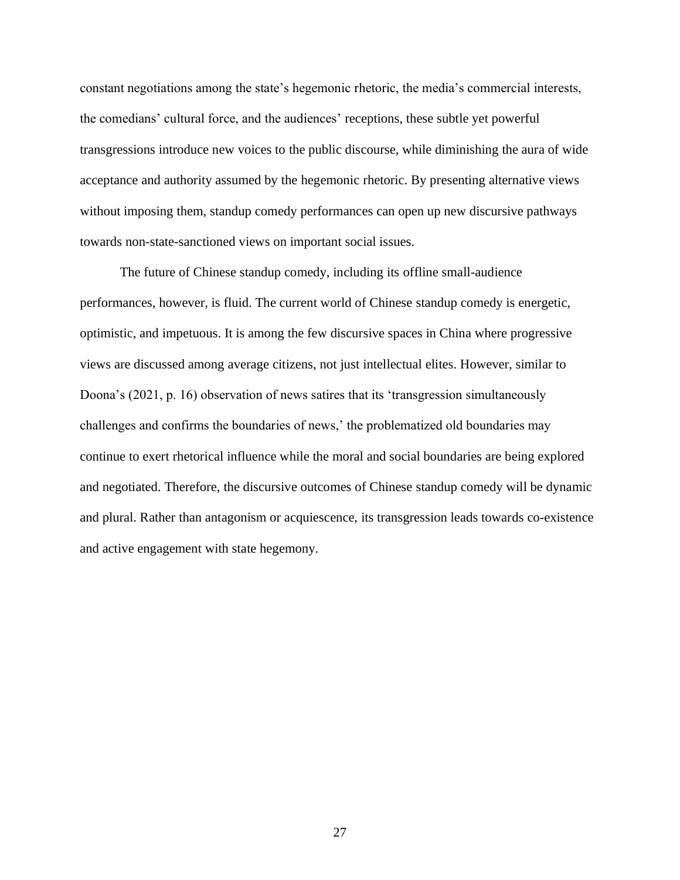constant negotiations among the state's hegemonic rhetoric, the media's commercial interests, the comedians' cultural force, and the audiences' receptions, these subtle yet powerful transgressions introduce new voices to the public discourse, while diminishing the aura of wide acceptance and authority assumed by the hegemonic rhetoric. By presenting alternative views without imposing them, standup comedy performances can open up new discursive pathways towards non-state-sanctioned views on important social issues.

The future of Chinese standup comedy, including its offline small-audience performances, however, is fluid. The current world of Chinese standup comedy is energetic, optimistic, and impetuous. It is among the few discursive spaces in China where progressive views are discussed among average citizens, not just intellectual elites. However, similar to Doona's (2021, p. 16) observation of news satires that its 'transgression simultaneously challenges and confirms the boundaries of news,' the problematized old boundaries may continue to exert rhetorical influence while the moral and social boundaries are being explored and negotiated. Therefore, the discursive outcomes of Chinese standup comedy will be dynamic and plural. Rather than antagonism or acquiescence, its transgression leads towards co-existence and active engagement with state hegemony.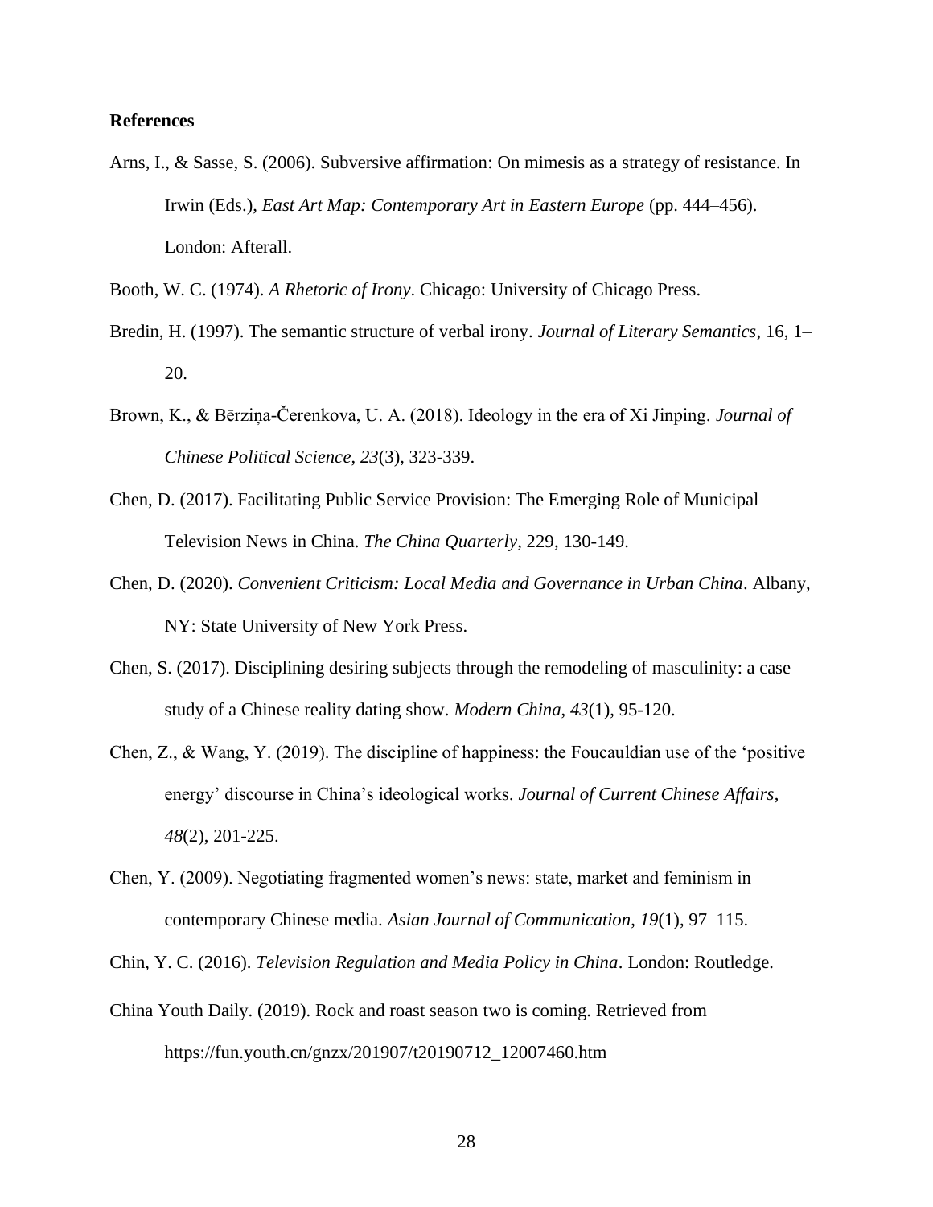**References**

Arns, I., & Sasse, S. (2006). Subversive affirmation: On mimesis as a strategy of resistance. In Irwin (Eds.), *East Art Map: Contemporary Art in Eastern Europe* (pp. 444–456). London: Afterall.

Booth, W. C. (1974). *A Rhetoric of Irony*. Chicago: University of Chicago Press.

Bredin, H. (1997). The semantic structure of verbal irony. *Journal of Literary Semantics*, 16, 1–20.

Brown, K., & Bērziņa-Čerenkova, U. A. (2018). Ideology in the era of Xi Jinping. *Journal of Chinese Political Science*, *23*(3), 323-339.

Chen, D. (2017). Facilitating Public Service Provision: The Emerging Role of Municipal Television News in China. *The China Quarterly*, 229, 130-149.

Chen, D. (2020). *Convenient Criticism: Local Media and Governance in Urban China*. Albany, NY: State University of New York Press.

Chen, S. (2017). Disciplining desiring subjects through the remodeling of masculinity: a case study of a Chinese reality dating show. *Modern China*, *43*(1), 95-120.

Chen, Z., & Wang, Y. (2019). The discipline of happiness: the Foucauldian use of the 'positive energy' discourse in China's ideological works. *Journal of Current Chinese Affairs*, *48*(2), 201-225.

Chen, Y. (2009). Negotiating fragmented women's news: state, market and feminism in contemporary Chinese media. *Asian Journal of Communication*, *19*(1), 97–115.

Chin, Y. C. (2016). *Television Regulation and Media Policy in China*. London: Routledge.

China Youth Daily. (2019). Rock and roast season two is coming. Retrieved from https://fun.youth.cn/gnzx/201907/t20190712_12007460.htm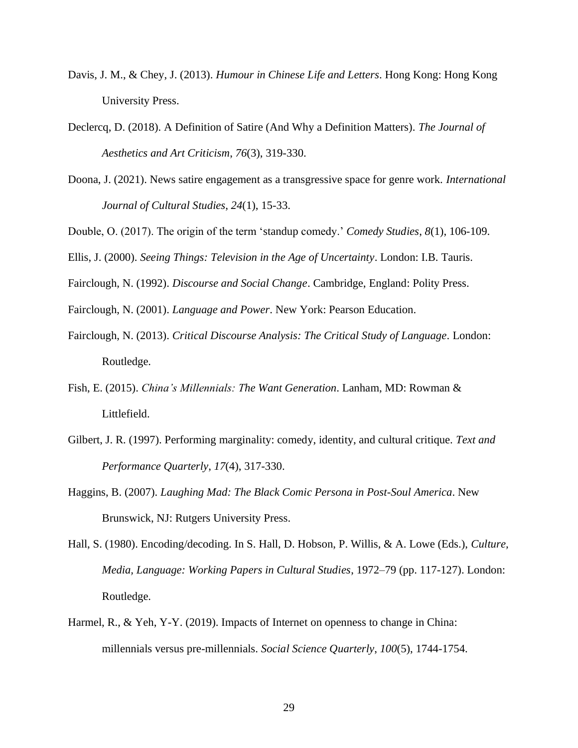Davis, J. M., & Chey, J. (2013). *Humour in Chinese Life and Letters*. Hong Kong: Hong Kong University Press.

Declercq, D. (2018). A Definition of Satire (And Why a Definition Matters). *The Journal of Aesthetics and Art Criticism*, *76*(3), 319-330.

Doona, J. (2021). News satire engagement as a transgressive space for genre work. *International Journal of Cultural Studies*, *24*(1), 15-33.

Double, O. (2017). The origin of the term 'standup comedy.' *Comedy Studies*, *8*(1), 106-109.

Ellis, J. (2000). *Seeing Things: Television in the Age of Uncertainty*. London: I.B. Tauris.

Fairclough, N. (1992). *Discourse and Social Change*. Cambridge, England: Polity Press.

Fairclough, N. (2001). *Language and Power*. New York: Pearson Education.

Fairclough, N. (2013). *Critical Discourse Analysis: The Critical Study of Language*. London: Routledge.

Fish, E. (2015). *China's Millennials: The Want Generation*. Lanham, MD: Rowman & Littlefield.

Gilbert, J. R. (1997). Performing marginality: comedy, identity, and cultural critique. *Text and Performance Quarterly*, *17*(4), 317-330.

Haggins, B. (2007). *Laughing Mad: The Black Comic Persona in Post-Soul America*. New Brunswick, NJ: Rutgers University Press.

Hall, S. (1980). Encoding/decoding. In S. Hall, D. Hobson, P. Willis, & A. Lowe (Eds.), *Culture, Media, Language: Working Papers in Cultural Studies*, 1972–79 (pp. 117-127). London: Routledge.

Harmel, R., & Yeh, Y-Y. (2019). Impacts of Internet on openness to change in China: millennials versus pre-millennials. *Social Science Quarterly*, *100*(5), 1744-1754.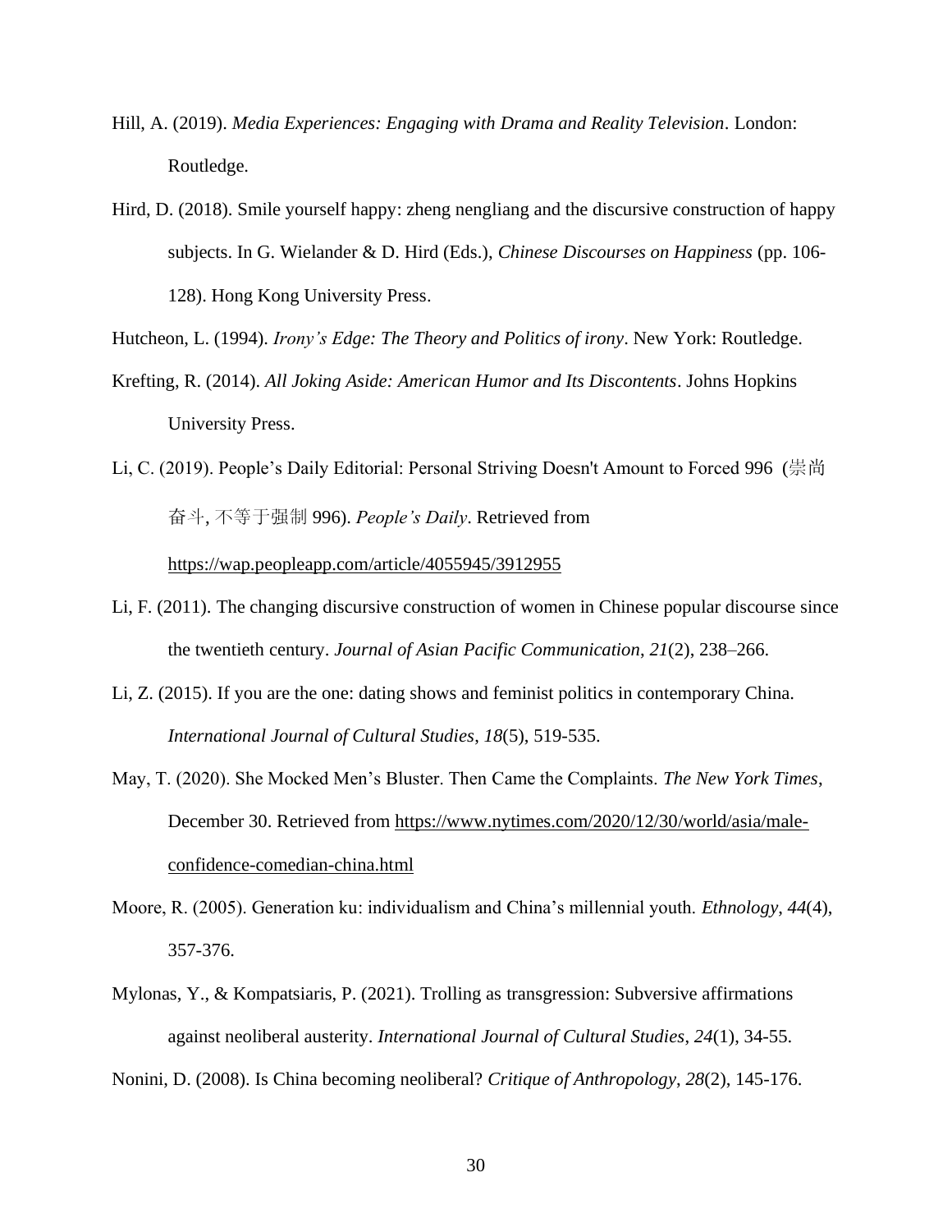Hill, A. (2019). *Media Experiences: Engaging with Drama and Reality Television*. London: Routledge.

Hird, D. (2018). Smile yourself happy: zheng nengliang and the discursive construction of happy subjects. In G. Wielander & D. Hird (Eds.), *Chinese Discourses on Happiness* (pp. 106-128). Hong Kong University Press.

Hutcheon, L. (1994). *Irony's Edge: The Theory and Politics of irony*. New York: Routledge.

Krefting, R. (2014). *All Joking Aside: American Humor and Its Discontents*. Johns Hopkins University Press.

Li, C. (2019). People's Daily Editorial: Personal Striving Doesn't Amount to Forced 996 (崇尚奋斗, 不等于强制 996). *People's Daily*. Retrieved from https://wap.peopleapp.com/article/4055945/3912955

Li, F. (2011). The changing discursive construction of women in Chinese popular discourse since the twentieth century. *Journal of Asian Pacific Communication*, *21*(2), 238–266.

Li, Z. (2015). If you are the one: dating shows and feminist politics in contemporary China. *International Journal of Cultural Studies*, *18*(5), 519-535.

May, T. (2020). She Mocked Men's Bluster. Then Came the Complaints. *The New York Times*, December 30. Retrieved from https://www.nytimes.com/2020/12/30/world/asia/male-confidence-comedian-china.html

Moore, R. (2005). Generation ku: individualism and China's millennial youth. *Ethnology*, *44*(4), 357-376.

Mylonas, Y., & Kompatsiaris, P. (2021). Trolling as transgression: Subversive affirmations against neoliberal austerity. *International Journal of Cultural Studies*, *24*(1), 34-55.

Nonini, D. (2008). Is China becoming neoliberal? *Critique of Anthropology*, *28*(2), 145-176.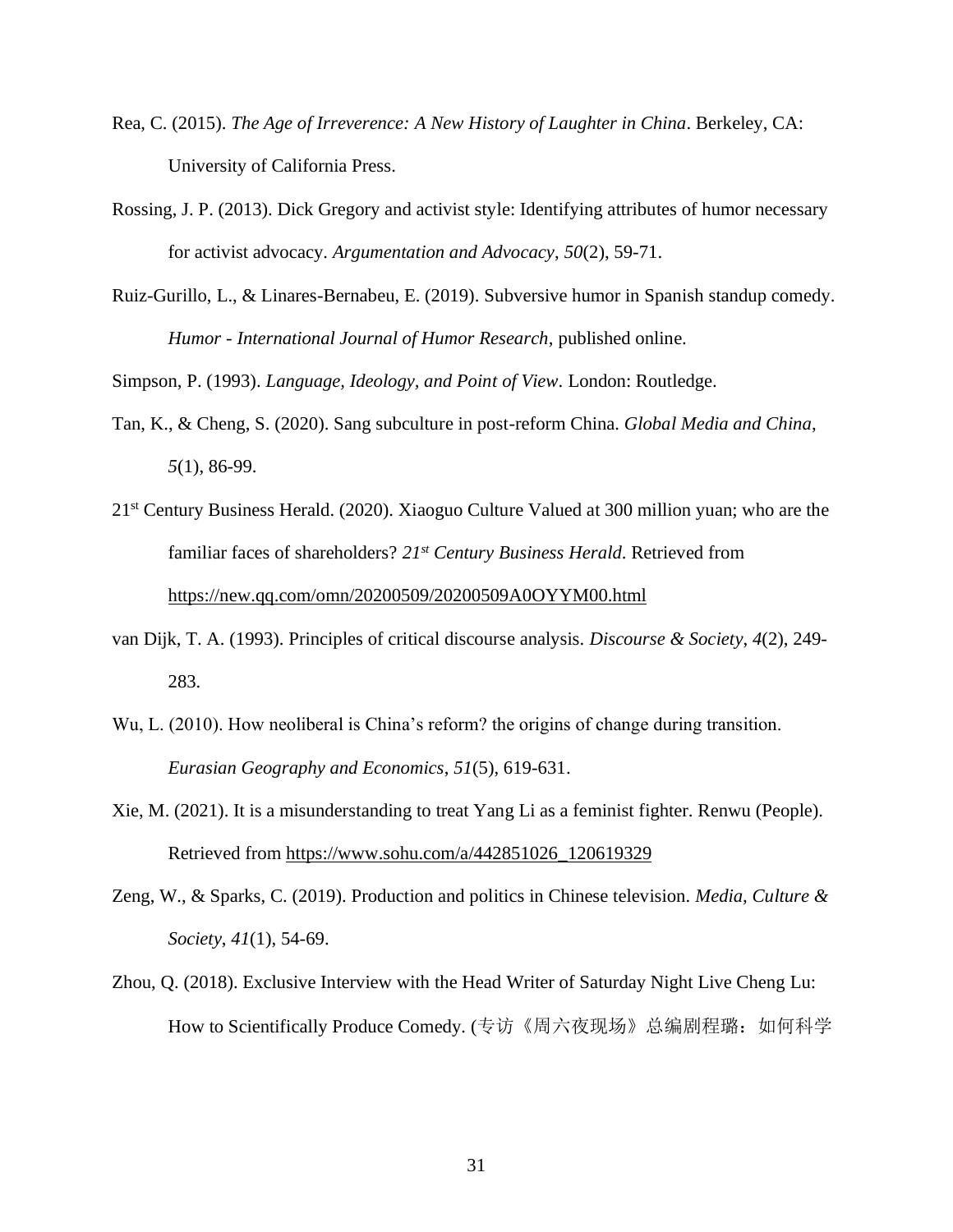Rea, C. (2015). *The Age of Irreverence: A New History of Laughter in China*. Berkeley, CA: University of California Press.

Rossing, J. P. (2013). Dick Gregory and activist style: Identifying attributes of humor necessary for activist advocacy. *Argumentation and Advocacy*, *50*(2), 59-71.

Ruiz-Gurillo, L., & Linares-Bernabeu, E. (2019). Subversive humor in Spanish standup comedy. *Humor - International Journal of Humor Research*, published online.

Simpson, P. (1993). *Language, Ideology, and Point of View*. London: Routledge.

Tan, K., & Cheng, S. (2020). Sang subculture in post-reform China. *Global Media and China*, *5*(1), 86-99.

21st Century Business Herald. (2020). Xiaoguo Culture Valued at 300 million yuan; who are the familiar faces of shareholders? *21st Century Business Herald*. Retrieved from https://new.qq.com/omn/20200509/20200509A0OYYM00.html

van Dijk, T. A. (1993). Principles of critical discourse analysis. *Discourse & Society*, *4*(2), 249-283.

Wu, L. (2010). How neoliberal is China's reform? the origins of change during transition. *Eurasian Geography and Economics*, *51*(5), 619-631.

Xie, M. (2021). It is a misunderstanding to treat Yang Li as a feminist fighter. Renwu (People). Retrieved from https://www.sohu.com/a/442851026_120619329

Zeng, W., & Sparks, C. (2019). Production and politics in Chinese television. *Media, Culture & Society*, *41*(1), 54-69.

Zhou, Q. (2018). Exclusive Interview with the Head Writer of Saturday Night Live Cheng Lu: How to Scientifically Produce Comedy. (专访《周六夜现场》总编剧程璐：如何科学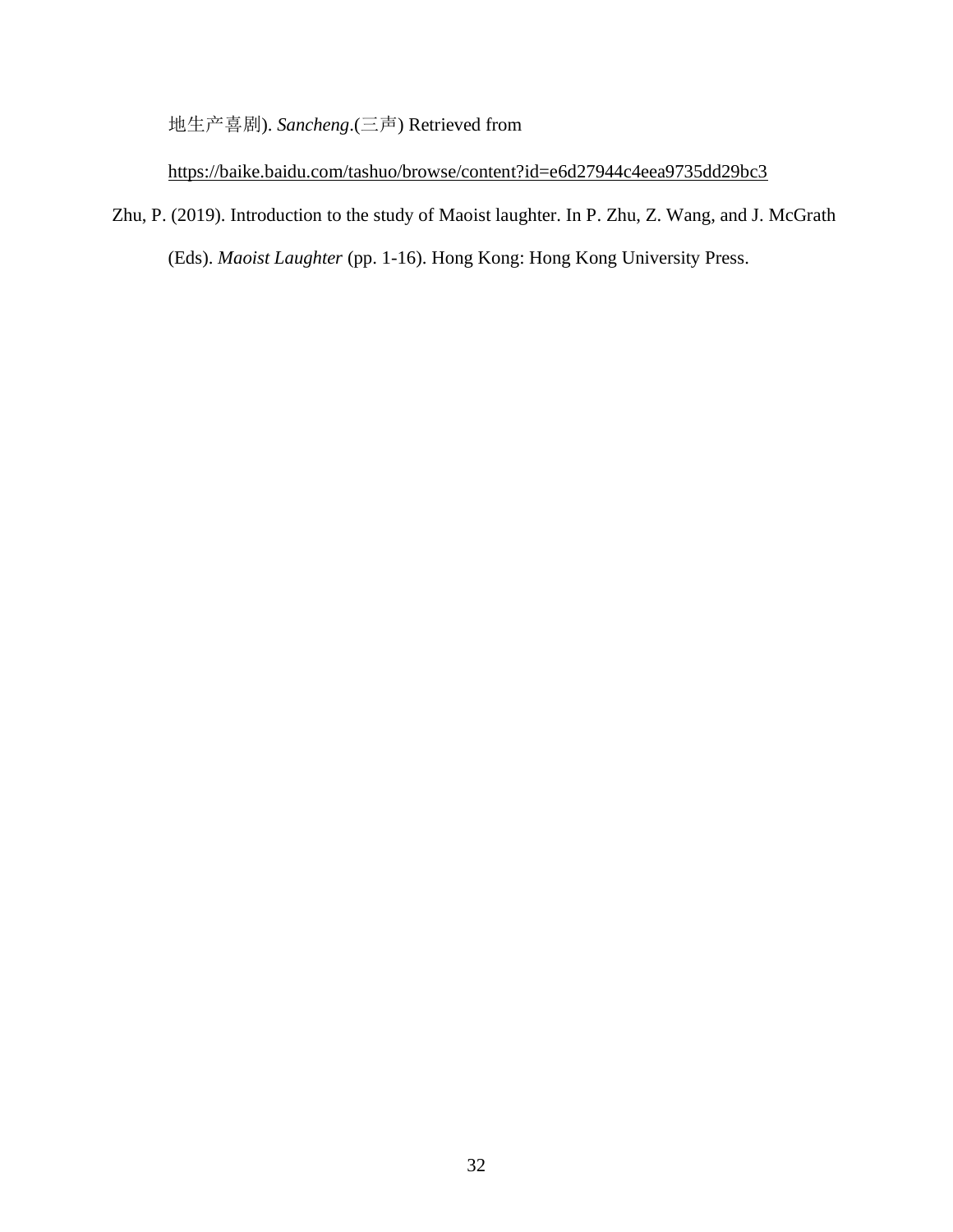地生产喜剧). *Sancheng*.(三声) Retrieved from https://baike.baidu.com/tashuo/browse/content?id=e6d27944c4eea9735dd29bc3

Zhu, P. (2019). Introduction to the study of Maoist laughter. In P. Zhu, Z. Wang, and J. McGrath (Eds). *Maoist Laughter* (pp. 1-16). Hong Kong: Hong Kong University Press.